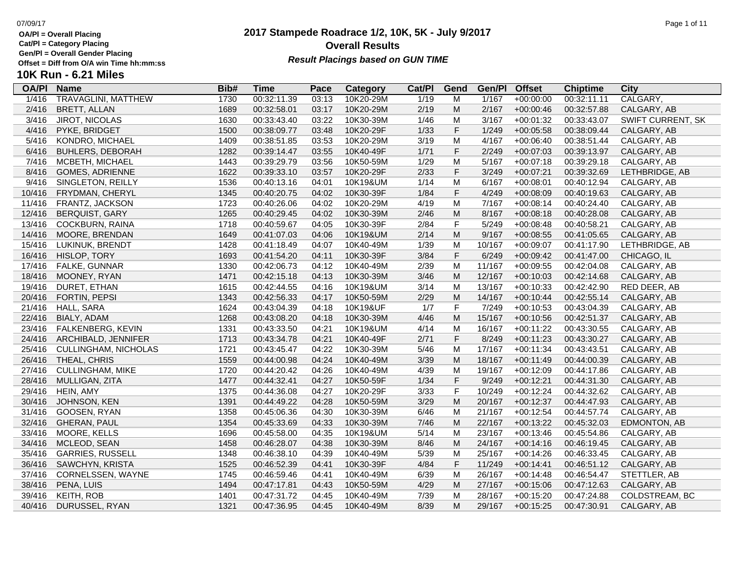# 2017 Stampede Roadrace 1/2, 10K, 5K - July 9/2017

## Overall Results

***Result Placings based on GUN TIME***

**OA/Pl = Overall Placing**
**Cat/Pl = Category Placing**
**Gen/Pl = Overall Gender Placing**
**Offset = Diff from O/A win Time hh:mm:ss**

## 10K Run - 6.21 Miles

| OA/Pl | Name | Bib# | Time | Pace | Category | Cat/Pl | Gend | Gen/Pl | Offset | Chiptime | City |
|---|---|---|---|---|---|---|---|---|---|---|---|
| 1/416 | TRAVAGLINI, MATTHEW | 1730 | 00:32:11.39 | 03:13 | 10K20-29M | 1/19 | M | 1/167 | +00:00:00 | 00:32:11.11 | CALGARY, |
| 2/416 | BRETT, ALLAN | 1689 | 00:32:58.01 | 03:17 | 10K20-29M | 2/19 | M | 2/167 | +00:00:46 | 00:32:57.88 | CALGARY, AB |
| 3/416 | JIROT, NICOLAS | 1630 | 00:33:43.40 | 03:22 | 10K30-39M | 1/46 | M | 3/167 | +00:01:32 | 00:33:43.07 | SWIFT CURRENT, SK |
| 4/416 | PYKE, BRIDGET | 1500 | 00:38:09.77 | 03:48 | 10K20-29F | 1/33 | F | 1/249 | +00:05:58 | 00:38:09.44 | CALGARY, AB |
| 5/416 | KONDRO, MICHAEL | 1409 | 00:38:51.85 | 03:53 | 10K20-29M | 3/19 | M | 4/167 | +00:06:40 | 00:38:51.44 | CALGARY, AB |
| 6/416 | BUHLERS, DEBORAH | 1282 | 00:39:14.47 | 03:55 | 10K40-49F | 1/71 | F | 2/249 | +00:07:03 | 00:39:13.97 | CALGARY, AB |
| 7/416 | MCBETH, MICHAEL | 1443 | 00:39:29.79 | 03:56 | 10K50-59M | 1/29 | M | 5/167 | +00:07:18 | 00:39:29.18 | CALGARY, AB |
| 8/416 | GOMES, ADRIENNE | 1622 | 00:39:33.10 | 03:57 | 10K20-29F | 2/33 | F | 3/249 | +00:07:21 | 00:39:32.69 | LETHBRIDGE, AB |
| 9/416 | SINGLETON, REILLY | 1536 | 00:40:13.16 | 04:01 | 10K19&UM | 1/14 | M | 6/167 | +00:08:01 | 00:40:12.94 | CALGARY, AB |
| 10/416 | FRYDMAN, CHERYL | 1345 | 00:40:20.75 | 04:02 | 10K30-39F | 1/84 | F | 4/249 | +00:08:09 | 00:40:19.63 | CALGARY, AB |
| 11/416 | FRANTZ, JACKSON | 1723 | 00:40:26.06 | 04:02 | 10K20-29M | 4/19 | M | 7/167 | +00:08:14 | 00:40:24.40 | CALGARY, AB |
| 12/416 | BERQUIST, GARY | 1265 | 00:40:29.45 | 04:02 | 10K30-39M | 2/46 | M | 8/167 | +00:08:18 | 00:40:28.08 | CALGARY, AB |
| 13/416 | COCKBURN, RAINA | 1718 | 00:40:59.67 | 04:05 | 10K30-39F | 2/84 | F | 5/249 | +00:08:48 | 00:40:58.21 | CALGARY, AB |
| 14/416 | MOORE, BRENDAN | 1649 | 00:41:07.03 | 04:06 | 10K19&UM | 2/14 | M | 9/167 | +00:08:55 | 00:41:05.65 | CALGARY, AB |
| 15/416 | LUKINUK, BRENDT | 1428 | 00:41:18.49 | 04:07 | 10K40-49M | 1/39 | M | 10/167 | +00:09:07 | 00:41:17.90 | LETHBRIDGE, AB |
| 16/416 | HISLOP, TORY | 1693 | 00:41:54.20 | 04:11 | 10K30-39F | 3/84 | F | 6/249 | +00:09:42 | 00:41:47.00 | CHICAGO, IL |
| 17/416 | FALKE, GUNNAR | 1330 | 00:42:06.73 | 04:12 | 10K40-49M | 2/39 | M | 11/167 | +00:09:55 | 00:42:04.08 | CALGARY, AB |
| 18/416 | MOONEY, RYAN | 1471 | 00:42:15.18 | 04:13 | 10K30-39M | 3/46 | M | 12/167 | +00:10:03 | 00:42:14.68 | CALGARY, AB |
| 19/416 | DURET, ETHAN | 1615 | 00:42:44.55 | 04:16 | 10K19&UM | 3/14 | M | 13/167 | +00:10:33 | 00:42:42.90 | RED DEER, AB |
| 20/416 | FORTIN, PEPSI | 1343 | 00:42:56.33 | 04:17 | 10K50-59M | 2/29 | M | 14/167 | +00:10:44 | 00:42:55.14 | CALGARY, AB |
| 21/416 | HALL, SARA | 1624 | 00:43:04.39 | 04:18 | 10K19&UF | 1/7 | F | 7/249 | +00:10:53 | 00:43:04.39 | CALGARY, AB |
| 22/416 | BIALY, ADAM | 1268 | 00:43:08.20 | 04:18 | 10K30-39M | 4/46 | M | 15/167 | +00:10:56 | 00:42:51.37 | CALGARY, AB |
| 23/416 | FALKENBERG, KEVIN | 1331 | 00:43:33.50 | 04:21 | 10K19&UM | 4/14 | M | 16/167 | +00:11:22 | 00:43:30.55 | CALGARY, AB |
| 24/416 | ARCHIBALD, JENNIFER | 1713 | 00:43:34.78 | 04:21 | 10K40-49F | 2/71 | F | 8/249 | +00:11:23 | 00:43:30.27 | CALGARY, AB |
| 25/416 | CULLINGHAM, NICHOLAS | 1721 | 00:43:45.47 | 04:22 | 10K30-39M | 5/46 | M | 17/167 | +00:11:34 | 00:43:43.51 | CALGARY, AB |
| 26/416 | THEAL, CHRIS | 1559 | 00:44:00.98 | 04:24 | 10K40-49M | 3/39 | M | 18/167 | +00:11:49 | 00:44:00.39 | CALGARY, AB |
| 27/416 | CULLINGHAM, MIKE | 1720 | 00:44:20.42 | 04:26 | 10K40-49M | 4/39 | M | 19/167 | +00:12:09 | 00:44:17.86 | CALGARY, AB |
| 28/416 | MULLIGAN, ZITA | 1477 | 00:44:32.41 | 04:27 | 10K50-59F | 1/34 | F | 9/249 | +00:12:21 | 00:44:31.30 | CALGARY, AB |
| 29/416 | HEIN, AMY | 1375 | 00:44:36.08 | 04:27 | 10K20-29F | 3/33 | F | 10/249 | +00:12:24 | 00:44:32.62 | CALGARY, AB |
| 30/416 | JOHNSON, KEN | 1391 | 00:44:49.22 | 04:28 | 10K50-59M | 3/29 | M | 20/167 | +00:12:37 | 00:44:47.93 | CALGARY, AB |
| 31/416 | GOOSEN, RYAN | 1358 | 00:45:06.36 | 04:30 | 10K30-39M | 6/46 | M | 21/167 | +00:12:54 | 00:44:57.74 | CALGARY, AB |
| 32/416 | GHERAN, PAUL | 1354 | 00:45:33.69 | 04:33 | 10K30-39M | 7/46 | M | 22/167 | +00:13:22 | 00:45:32.03 | EDMONTON, AB |
| 33/416 | MOORE, KELLS | 1696 | 00:45:58.00 | 04:35 | 10K19&UM | 5/14 | M | 23/167 | +00:13:46 | 00:45:54.86 | CALGARY, AB |
| 34/416 | MCLEOD, SEAN | 1458 | 00:46:28.07 | 04:38 | 10K30-39M | 8/46 | M | 24/167 | +00:14:16 | 00:46:19.45 | CALGARY, AB |
| 35/416 | GARRIES, RUSSELL | 1348 | 00:46:38.10 | 04:39 | 10K40-49M | 5/39 | M | 25/167 | +00:14:26 | 00:46:33.45 | CALGARY, AB |
| 36/416 | SAWCHYN, KRISTA | 1525 | 00:46:52.39 | 04:41 | 10K30-39F | 4/84 | F | 11/249 | +00:14:41 | 00:46:51.12 | CALGARY, AB |
| 37/416 | CORNELSSEN, WAYNE | 1745 | 00:46:59.46 | 04:41 | 10K40-49M | 6/39 | M | 26/167 | +00:14:48 | 00:46:54.47 | STETTLER, AB |
| 38/416 | PENA, LUIS | 1494 | 00:47:17.81 | 04:43 | 10K50-59M | 4/29 | M | 27/167 | +00:15:06 | 00:47:12.63 | CALGARY, AB |
| 39/416 | KEITH, ROB | 1401 | 00:47:31.72 | 04:45 | 10K40-49M | 7/39 | M | 28/167 | +00:15:20 | 00:47:24.88 | COLDSTREAM, BC |
| 40/416 | DURUSSEL, RYAN | 1321 | 00:47:36.95 | 04:45 | 10K40-49M | 8/39 | M | 29/167 | +00:15:25 | 00:47:30.91 | CALGARY, AB |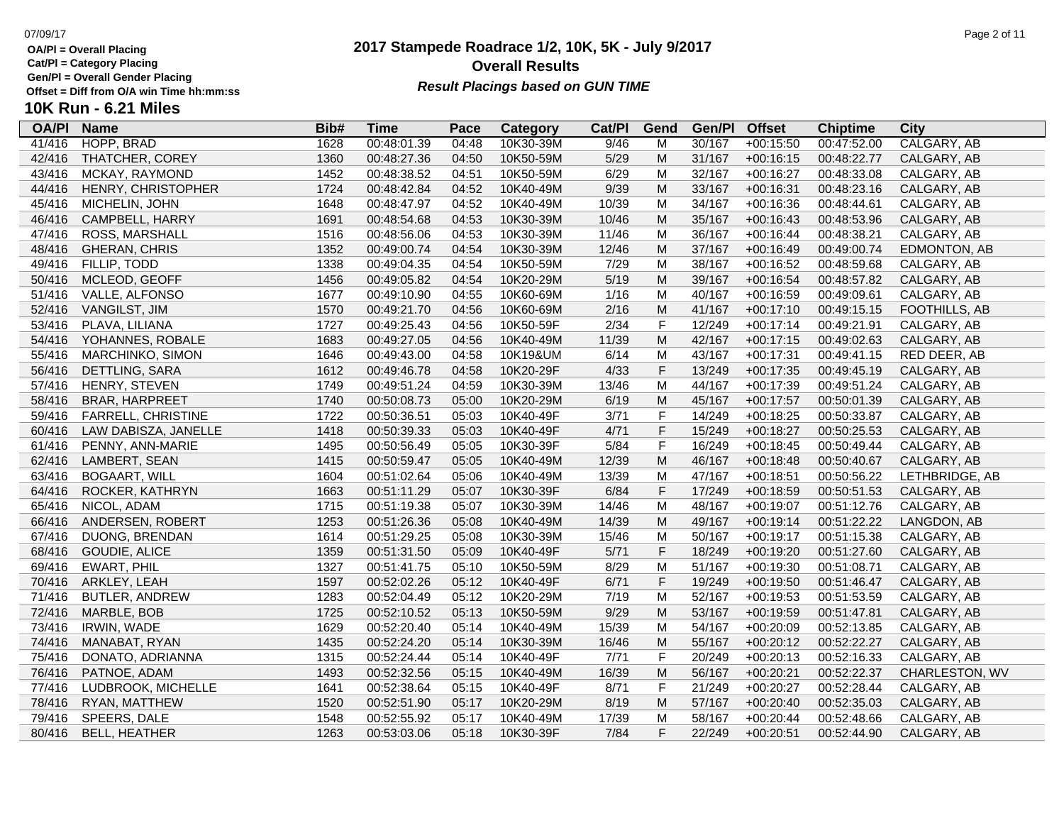OA/Pl = Overall Placing
Cat/Pl = Category Placing
Gen/Pl = Overall Gender Placing
Offset = Diff from O/A win Time hh:mm:ss

# 2017 Stampede Roadrace 1/2, 10K, 5K - July 9/2017

## Overall Results

***Result Placings based on GUN TIME***

## 10K Run - 6.21 Miles

| OA/Pl | Name | Bib# | Time | Pace | Category | Cat/Pl | Gend | Gen/Pl | Offset | Chiptime | City |
|---|---|---|---|---|---|---|---|---|---|---|---|
| 41/416 | HOPP, BRAD | 1628 | 00:48:01.39 | 04:48 | 10K30-39M | 9/46 | M | 30/167 | +00:15:50 | 00:47:52.00 | CALGARY, AB |
| 42/416 | THATCHER, COREY | 1360 | 00:48:27.36 | 04:50 | 10K50-59M | 5/29 | M | 31/167 | +00:16:15 | 00:48:22.77 | CALGARY, AB |
| 43/416 | MCKAY, RAYMOND | 1452 | 00:48:38.52 | 04:51 | 10K50-59M | 6/29 | M | 32/167 | +00:16:27 | 00:48:33.08 | CALGARY, AB |
| 44/416 | HENRY, CHRISTOPHER | 1724 | 00:48:42.84 | 04:52 | 10K40-49M | 9/39 | M | 33/167 | +00:16:31 | 00:48:23.16 | CALGARY, AB |
| 45/416 | MICHELIN, JOHN | 1648 | 00:48:47.97 | 04:52 | 10K40-49M | 10/39 | M | 34/167 | +00:16:36 | 00:48:44.61 | CALGARY, AB |
| 46/416 | CAMPBELL, HARRY | 1691 | 00:48:54.68 | 04:53 | 10K30-39M | 10/46 | M | 35/167 | +00:16:43 | 00:48:53.96 | CALGARY, AB |
| 47/416 | ROSS, MARSHALL | 1516 | 00:48:56.06 | 04:53 | 10K30-39M | 11/46 | M | 36/167 | +00:16:44 | 00:48:38.21 | CALGARY, AB |
| 48/416 | GHERAN, CHRIS | 1352 | 00:49:00.74 | 04:54 | 10K30-39M | 12/46 | M | 37/167 | +00:16:49 | 00:49:00.74 | EDMONTON, AB |
| 49/416 | FILLIP, TODD | 1338 | 00:49:04.35 | 04:54 | 10K50-59M | 7/29 | M | 38/167 | +00:16:52 | 00:48:59.68 | CALGARY, AB |
| 50/416 | MCLEOD, GEOFF | 1456 | 00:49:05.82 | 04:54 | 10K20-29M | 5/19 | M | 39/167 | +00:16:54 | 00:48:57.82 | CALGARY, AB |
| 51/416 | VALLE, ALFONSO | 1677 | 00:49:10.90 | 04:55 | 10K60-69M | 1/16 | M | 40/167 | +00:16:59 | 00:49:09.61 | CALGARY, AB |
| 52/416 | VANGILST, JIM | 1570 | 00:49:21.70 | 04:56 | 10K60-69M | 2/16 | M | 41/167 | +00:17:10 | 00:49:15.15 | FOOTHILLS, AB |
| 53/416 | PLAVA, LILIANA | 1727 | 00:49:25.43 | 04:56 | 10K50-59F | 2/34 | F | 12/249 | +00:17:14 | 00:49:21.91 | CALGARY, AB |
| 54/416 | YOHANNES, ROBALE | 1683 | 00:49:27.05 | 04:56 | 10K40-49M | 11/39 | M | 42/167 | +00:17:15 | 00:49:02.63 | CALGARY, AB |
| 55/416 | MARCHINKO, SIMON | 1646 | 00:49:43.00 | 04:58 | 10K19&UM | 6/14 | M | 43/167 | +00:17:31 | 00:49:41.15 | RED DEER, AB |
| 56/416 | DETTLING, SARA | 1612 | 00:49:46.78 | 04:58 | 10K20-29F | 4/33 | F | 13/249 | +00:17:35 | 00:49:45.19 | CALGARY, AB |
| 57/416 | HENRY, STEVEN | 1749 | 00:49:51.24 | 04:59 | 10K30-39M | 13/46 | M | 44/167 | +00:17:39 | 00:49:51.24 | CALGARY, AB |
| 58/416 | BRAR, HARPREET | 1740 | 00:50:08.73 | 05:00 | 10K20-29M | 6/19 | M | 45/167 | +00:17:57 | 00:50:01.39 | CALGARY, AB |
| 59/416 | FARRELL, CHRISTINE | 1722 | 00:50:36.51 | 05:03 | 10K40-49F | 3/71 | F | 14/249 | +00:18:25 | 00:50:33.87 | CALGARY, AB |
| 60/416 | LAW DABISZA, JANELLE | 1418 | 00:50:39.33 | 05:03 | 10K40-49F | 4/71 | F | 15/249 | +00:18:27 | 00:50:25.53 | CALGARY, AB |
| 61/416 | PENNY, ANN-MARIE | 1495 | 00:50:56.49 | 05:05 | 10K30-39F | 5/84 | F | 16/249 | +00:18:45 | 00:50:49.44 | CALGARY, AB |
| 62/416 | LAMBERT, SEAN | 1415 | 00:50:59.47 | 05:05 | 10K40-49M | 12/39 | M | 46/167 | +00:18:48 | 00:50:40.67 | CALGARY, AB |
| 63/416 | BOGAART, WILL | 1604 | 00:51:02.64 | 05:06 | 10K40-49M | 13/39 | M | 47/167 | +00:18:51 | 00:50:56.22 | LETHBRIDGE, AB |
| 64/416 | ROCKER, KATHRYN | 1663 | 00:51:11.29 | 05:07 | 10K30-39F | 6/84 | F | 17/249 | +00:18:59 | 00:50:51.53 | CALGARY, AB |
| 65/416 | NICOL, ADAM | 1715 | 00:51:19.38 | 05:07 | 10K30-39M | 14/46 | M | 48/167 | +00:19:07 | 00:51:12.76 | CALGARY, AB |
| 66/416 | ANDERSEN, ROBERT | 1253 | 00:51:26.36 | 05:08 | 10K40-49M | 14/39 | M | 49/167 | +00:19:14 | 00:51:22.22 | LANGDON, AB |
| 67/416 | DUONG, BRENDAN | 1614 | 00:51:29.25 | 05:08 | 10K30-39M | 15/46 | M | 50/167 | +00:19:17 | 00:51:15.38 | CALGARY, AB |
| 68/416 | GOUDIE, ALICE | 1359 | 00:51:31.50 | 05:09 | 10K40-49F | 5/71 | F | 18/249 | +00:19:20 | 00:51:27.60 | CALGARY, AB |
| 69/416 | EWART, PHIL | 1327 | 00:51:41.75 | 05:10 | 10K50-59M | 8/29 | M | 51/167 | +00:19:30 | 00:51:08.71 | CALGARY, AB |
| 70/416 | ARKLEY, LEAH | 1597 | 00:52:02.26 | 05:12 | 10K40-49F | 6/71 | F | 19/249 | +00:19:50 | 00:51:46.47 | CALGARY, AB |
| 71/416 | BUTLER, ANDREW | 1283 | 00:52:04.49 | 05:12 | 10K20-29M | 7/19 | M | 52/167 | +00:19:53 | 00:51:53.59 | CALGARY, AB |
| 72/416 | MARBLE, BOB | 1725 | 00:52:10.52 | 05:13 | 10K50-59M | 9/29 | M | 53/167 | +00:19:59 | 00:51:47.81 | CALGARY, AB |
| 73/416 | IRWIN, WADE | 1629 | 00:52:20.40 | 05:14 | 10K40-49M | 15/39 | M | 54/167 | +00:20:09 | 00:52:13.85 | CALGARY, AB |
| 74/416 | MANABAT, RYAN | 1435 | 00:52:24.20 | 05:14 | 10K30-39M | 16/46 | M | 55/167 | +00:20:12 | 00:52:22.27 | CALGARY, AB |
| 75/416 | DONATO, ADRIANNA | 1315 | 00:52:24.44 | 05:14 | 10K40-49F | 7/71 | F | 20/249 | +00:20:13 | 00:52:16.33 | CALGARY, AB |
| 76/416 | PATNOE, ADAM | 1493 | 00:52:32.56 | 05:15 | 10K40-49M | 16/39 | M | 56/167 | +00:20:21 | 00:52:22.37 | CHARLESTON, WV |
| 77/416 | LUDBROOK, MICHELLE | 1641 | 00:52:38.64 | 05:15 | 10K40-49F | 8/71 | F | 21/249 | +00:20:27 | 00:52:28.44 | CALGARY, AB |
| 78/416 | RYAN, MATTHEW | 1520 | 00:52:51.90 | 05:17 | 10K20-29M | 8/19 | M | 57/167 | +00:20:40 | 00:52:35.03 | CALGARY, AB |
| 79/416 | SPEERS, DALE | 1548 | 00:52:55.92 | 05:17 | 10K40-49M | 17/39 | M | 58/167 | +00:20:44 | 00:52:48.66 | CALGARY, AB |
| 80/416 | BELL, HEATHER | 1263 | 00:53:03.06 | 05:18 | 10K30-39F | 7/84 | F | 22/249 | +00:20:51 | 00:52:44.90 | CALGARY, AB |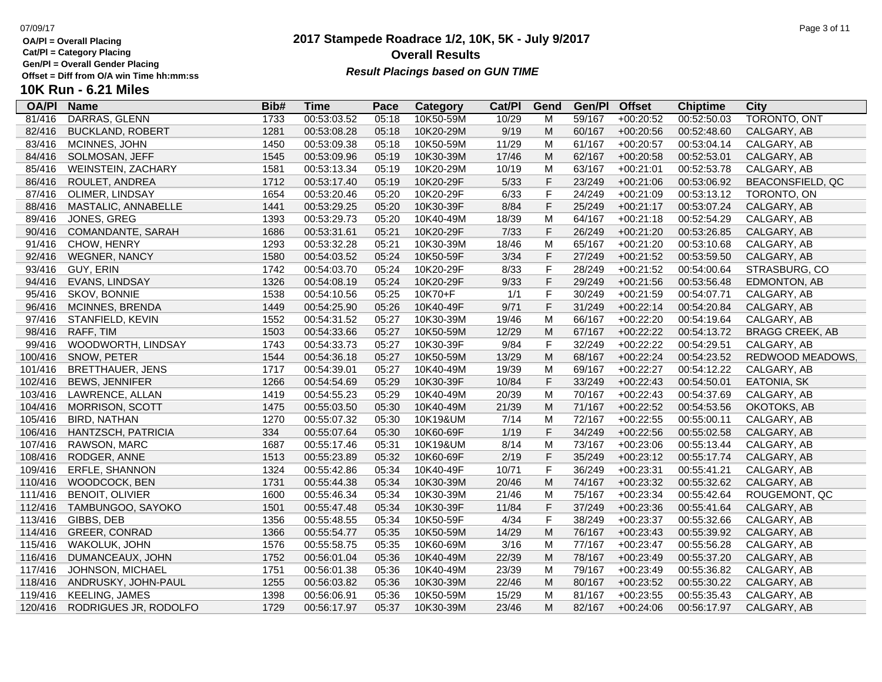**OA/Pl = Overall Placing**
**Cat/Pl = Category Placing**
**Gen/Pl = Overall Gender Placing**
**Offset = Diff from O/A win Time hh:mm:ss**

# 2017 Stampede Roadrace 1/2, 10K, 5K - July 9/2017
## Overall Results
***Result Placings based on GUN TIME***

## 10K Run - 6.21 Miles

| OA/Pl | Name | Bib# | Time | Pace | Category | Cat/Pl | Gend | Gen/Pl | Offset | Chiptime | City |
|---|---|---|---|---|---|---|---|---|---|---|---|
| 81/416 | DARRAS, GLENN | 1733 | 00:53:03.52 | 05:18 | 10K50-59M | 10/29 | M | 59/167 | +00:20:52 | 00:52:50.03 | TORONTO, ONT |
| 82/416 | BUCKLAND, ROBERT | 1281 | 00:53:08.28 | 05:18 | 10K20-29M | 9/19 | M | 60/167 | +00:20:56 | 00:52:48.60 | CALGARY, AB |
| 83/416 | MCINNES, JOHN | 1450 | 00:53:09.38 | 05:18 | 10K50-59M | 11/29 | M | 61/167 | +00:20:57 | 00:53:04.14 | CALGARY, AB |
| 84/416 | SOLMOSAN, JEFF | 1545 | 00:53:09.96 | 05:19 | 10K30-39M | 17/46 | M | 62/167 | +00:20:58 | 00:52:53.01 | CALGARY, AB |
| 85/416 | WEINSTEIN, ZACHARY | 1581 | 00:53:13.34 | 05:19 | 10K20-29M | 10/19 | M | 63/167 | +00:21:01 | 00:52:53.78 | CALGARY, AB |
| 86/416 | ROULET, ANDREA | 1712 | 00:53:17.40 | 05:19 | 10K20-29F | 5/33 | F | 23/249 | +00:21:06 | 00:53:06.92 | BEACONSFIELD, QC |
| 87/416 | OLIMER, LINDSAY | 1654 | 00:53:20.46 | 05:20 | 10K20-29F | 6/33 | F | 24/249 | +00:21:09 | 00:53:13.12 | TORONTO, ON |
| 88/416 | MASTALIC, ANNABELLE | 1441 | 00:53:29.25 | 05:20 | 10K30-39F | 8/84 | F | 25/249 | +00:21:17 | 00:53:07.24 | CALGARY, AB |
| 89/416 | JONES, GREG | 1393 | 00:53:29.73 | 05:20 | 10K40-49M | 18/39 | M | 64/167 | +00:21:18 | 00:52:54.29 | CALGARY, AB |
| 90/416 | COMANDANTE, SARAH | 1686 | 00:53:31.61 | 05:21 | 10K20-29F | 7/33 | F | 26/249 | +00:21:20 | 00:53:26.85 | CALGARY, AB |
| 91/416 | CHOW, HENRY | 1293 | 00:53:32.28 | 05:21 | 10K30-39M | 18/46 | M | 65/167 | +00:21:20 | 00:53:10.68 | CALGARY, AB |
| 92/416 | WEGNER, NANCY | 1580 | 00:54:03.52 | 05:24 | 10K50-59F | 3/34 | F | 27/249 | +00:21:52 | 00:53:59.50 | CALGARY, AB |
| 93/416 | GUY, ERIN | 1742 | 00:54:03.70 | 05:24 | 10K20-29F | 8/33 | F | 28/249 | +00:21:52 | 00:54:00.64 | STRASBURG, CO |
| 94/416 | EVANS, LINDSAY | 1326 | 00:54:08.19 | 05:24 | 10K20-29F | 9/33 | F | 29/249 | +00:21:56 | 00:53:56.48 | EDMONTON, AB |
| 95/416 | SKOV, BONNIE | 1538 | 00:54:10.56 | 05:25 | 10K70+F | 1/1 | F | 30/249 | +00:21:59 | 00:54:07.71 | CALGARY, AB |
| 96/416 | MCINNES, BRENDA | 1449 | 00:54:25.90 | 05:26 | 10K40-49F | 9/71 | F | 31/249 | +00:22:14 | 00:54:20.84 | CALGARY, AB |
| 97/416 | STANFIELD, KEVIN | 1552 | 00:54:31.52 | 05:27 | 10K30-39M | 19/46 | M | 66/167 | +00:22:20 | 00:54:19.64 | CALGARY, AB |
| 98/416 | RAFF, TIM | 1503 | 00:54:33.66 | 05:27 | 10K50-59M | 12/29 | M | 67/167 | +00:22:22 | 00:54:13.72 | BRAGG CREEK, AB |
| 99/416 | WOODWORTH, LINDSAY | 1743 | 00:54:33.73 | 05:27 | 10K30-39F | 9/84 | F | 32/249 | +00:22:22 | 00:54:29.51 | CALGARY, AB |
| 100/416 | SNOW, PETER | 1544 | 00:54:36.18 | 05:27 | 10K50-59M | 13/29 | M | 68/167 | +00:22:24 | 00:54:23.52 | REDWOOD MEADOWS, |
| 101/416 | BRETTHAUER, JENS | 1717 | 00:54:39.01 | 05:27 | 10K40-49M | 19/39 | M | 69/167 | +00:22:27 | 00:54:12.22 | CALGARY, AB |
| 102/416 | BEWS, JENNIFER | 1266 | 00:54:54.69 | 05:29 | 10K30-39F | 10/84 | F | 33/249 | +00:22:43 | 00:54:50.01 | EATONIA, SK |
| 103/416 | LAWRENCE, ALLAN | 1419 | 00:54:55.23 | 05:29 | 10K40-49M | 20/39 | M | 70/167 | +00:22:43 | 00:54:37.69 | CALGARY, AB |
| 104/416 | MORRISON, SCOTT | 1475 | 00:55:03.50 | 05:30 | 10K40-49M | 21/39 | M | 71/167 | +00:22:52 | 00:54:53.56 | OKOTOKS, AB |
| 105/416 | BIRD, NATHAN | 1270 | 00:55:07.32 | 05:30 | 10K19&UM | 7/14 | M | 72/167 | +00:22:55 | 00:55:00.11 | CALGARY, AB |
| 106/416 | HANTZSCH, PATRICIA | 334 | 00:55:07.64 | 05:30 | 10K60-69F | 1/19 | F | 34/249 | +00:22:56 | 00:55:02.58 | CALGARY, AB |
| 107/416 | RAWSON, MARC | 1687 | 00:55:17.46 | 05:31 | 10K19&UM | 8/14 | M | 73/167 | +00:23:06 | 00:55:13.44 | CALGARY, AB |
| 108/416 | RODGER, ANNE | 1513 | 00:55:23.89 | 05:32 | 10K60-69F | 2/19 | F | 35/249 | +00:23:12 | 00:55:17.74 | CALGARY, AB |
| 109/416 | ERFLE, SHANNON | 1324 | 00:55:42.86 | 05:34 | 10K40-49F | 10/71 | F | 36/249 | +00:23:31 | 00:55:41.21 | CALGARY, AB |
| 110/416 | WOODCOCK, BEN | 1731 | 00:55:44.38 | 05:34 | 10K30-39M | 20/46 | M | 74/167 | +00:23:32 | 00:55:32.62 | CALGARY, AB |
| 111/416 | BENOIT, OLIVIER | 1600 | 00:55:46.34 | 05:34 | 10K30-39M | 21/46 | M | 75/167 | +00:23:34 | 00:55:42.64 | ROUGEMONT, QC |
| 112/416 | TAMBUNGOO, SAYOKO | 1501 | 00:55:47.48 | 05:34 | 10K30-39F | 11/84 | F | 37/249 | +00:23:36 | 00:55:41.64 | CALGARY, AB |
| 113/416 | GIBBS, DEB | 1356 | 00:55:48.55 | 05:34 | 10K50-59F | 4/34 | F | 38/249 | +00:23:37 | 00:55:32.66 | CALGARY, AB |
| 114/416 | GREER, CONRAD | 1366 | 00:55:54.77 | 05:35 | 10K50-59M | 14/29 | M | 76/167 | +00:23:43 | 00:55:39.92 | CALGARY, AB |
| 115/416 | WAKOLUK, JOHN | 1576 | 00:55:58.75 | 05:35 | 10K60-69M | 3/16 | M | 77/167 | +00:23:47 | 00:55:56.28 | CALGARY, AB |
| 116/416 | DUMANCEAUX, JOHN | 1752 | 00:56:01.04 | 05:36 | 10K40-49M | 22/39 | M | 78/167 | +00:23:49 | 00:55:37.20 | CALGARY, AB |
| 117/416 | JOHNSON, MICHAEL | 1751 | 00:56:01.38 | 05:36 | 10K40-49M | 23/39 | M | 79/167 | +00:23:49 | 00:55:36.82 | CALGARY, AB |
| 118/416 | ANDRUSKY, JOHN-PAUL | 1255 | 00:56:03.82 | 05:36 | 10K30-39M | 22/46 | M | 80/167 | +00:23:52 | 00:55:30.22 | CALGARY, AB |
| 119/416 | KEELING, JAMES | 1398 | 00:56:06.91 | 05:36 | 10K50-59M | 15/29 | M | 81/167 | +00:23:55 | 00:55:35.43 | CALGARY, AB |
| 120/416 | RODRIGUES JR, RODOLFO | 1729 | 00:56:17.97 | 05:37 | 10K30-39M | 23/46 | M | 82/167 | +00:24:06 | 00:56:17.97 | CALGARY, AB |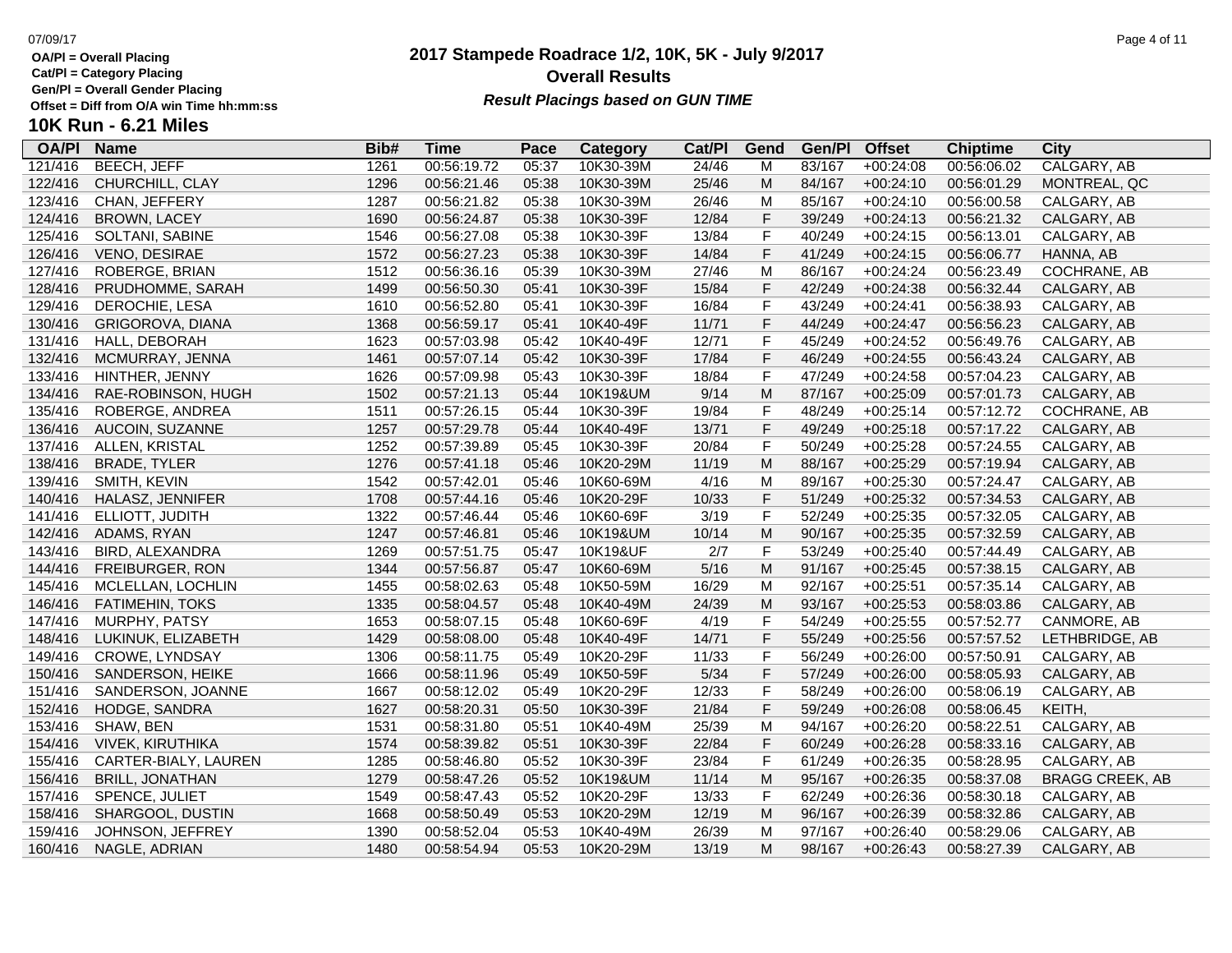OA/Pl = Overall Placing
Cat/Pl = Category Placing
Gen/Pl = Overall Gender Placing
Offset = Diff from O/A win Time hh:mm:ss

# 2017 Stampede Roadrace 1/2, 10K, 5K - July 9/2017

## Overall Results

*Result Placings based on GUN TIME*

## 10K Run - 6.21 Miles

| OA/Pl | Name | Bib# | Time | Pace | Category | Cat/Pl | Gend | Gen/Pl | Offset | Chiptime | City |
|---|---|---|---|---|---|---|---|---|---|---|---|
| 121/416 | BEECH, JEFF | 1261 | 00:56:19.72 | 05:37 | 10K30-39M | 24/46 | M | 83/167 | +00:24:08 | 00:56:06.02 | CALGARY, AB |
| 122/416 | CHURCHILL, CLAY | 1296 | 00:56:21.46 | 05:38 | 10K30-39M | 25/46 | M | 84/167 | +00:24:10 | 00:56:01.29 | MONTREAL, QC |
| 123/416 | CHAN, JEFFERY | 1287 | 00:56:21.82 | 05:38 | 10K30-39M | 26/46 | M | 85/167 | +00:24:10 | 00:56:00.58 | CALGARY, AB |
| 124/416 | BROWN, LACEY | 1690 | 00:56:24.87 | 05:38 | 10K30-39F | 12/84 | F | 39/249 | +00:24:13 | 00:56:21.32 | CALGARY, AB |
| 125/416 | SOLTANI, SABINE | 1546 | 00:56:27.08 | 05:38 | 10K30-39F | 13/84 | F | 40/249 | +00:24:15 | 00:56:13.01 | CALGARY, AB |
| 126/416 | VENO, DESIRAE | 1572 | 00:56:27.23 | 05:38 | 10K30-39F | 14/84 | F | 41/249 | +00:24:15 | 00:56:06.77 | HANNA, AB |
| 127/416 | ROBERGE, BRIAN | 1512 | 00:56:36.16 | 05:39 | 10K30-39M | 27/46 | M | 86/167 | +00:24:24 | 00:56:23.49 | COCHRANE, AB |
| 128/416 | PRUDHOMME, SARAH | 1499 | 00:56:50.30 | 05:41 | 10K30-39F | 15/84 | F | 42/249 | +00:24:38 | 00:56:32.44 | CALGARY, AB |
| 129/416 | DEROCHIE, LESA | 1610 | 00:56:52.80 | 05:41 | 10K30-39F | 16/84 | F | 43/249 | +00:24:41 | 00:56:38.93 | CALGARY, AB |
| 130/416 | GRIGOROVA, DIANA | 1368 | 00:56:59.17 | 05:41 | 10K40-49F | 11/71 | F | 44/249 | +00:24:47 | 00:56:56.23 | CALGARY, AB |
| 131/416 | HALL, DEBORAH | 1623 | 00:57:03.98 | 05:42 | 10K40-49F | 12/71 | F | 45/249 | +00:24:52 | 00:56:49.76 | CALGARY, AB |
| 132/416 | MCMURRAY, JENNA | 1461 | 00:57:07.14 | 05:42 | 10K30-39F | 17/84 | F | 46/249 | +00:24:55 | 00:56:43.24 | CALGARY, AB |
| 133/416 | HINTHER, JENNY | 1626 | 00:57:09.98 | 05:43 | 10K30-39F | 18/84 | F | 47/249 | +00:24:58 | 00:57:04.23 | CALGARY, AB |
| 134/416 | RAE-ROBINSON, HUGH | 1502 | 00:57:21.13 | 05:44 | 10K19&UM | 9/14 | M | 87/167 | +00:25:09 | 00:57:01.73 | CALGARY, AB |
| 135/416 | ROBERGE, ANDREA | 1511 | 00:57:26.15 | 05:44 | 10K30-39F | 19/84 | F | 48/249 | +00:25:14 | 00:57:12.72 | COCHRANE, AB |
| 136/416 | AUCOIN, SUZANNE | 1257 | 00:57:29.78 | 05:44 | 10K40-49F | 13/71 | F | 49/249 | +00:25:18 | 00:57:17.22 | CALGARY, AB |
| 137/416 | ALLEN, KRISTAL | 1252 | 00:57:39.89 | 05:45 | 10K30-39F | 20/84 | F | 50/249 | +00:25:28 | 00:57:24.55 | CALGARY, AB |
| 138/416 | BRADE, TYLER | 1276 | 00:57:41.18 | 05:46 | 10K20-29M | 11/19 | M | 88/167 | +00:25:29 | 00:57:19.94 | CALGARY, AB |
| 139/416 | SMITH, KEVIN | 1542 | 00:57:42.01 | 05:46 | 10K60-69M | 4/16 | M | 89/167 | +00:25:30 | 00:57:24.47 | CALGARY, AB |
| 140/416 | HALASZ, JENNIFER | 1708 | 00:57:44.16 | 05:46 | 10K20-29F | 10/33 | F | 51/249 | +00:25:32 | 00:57:34.53 | CALGARY, AB |
| 141/416 | ELLIOTT, JUDITH | 1322 | 00:57:46.44 | 05:46 | 10K60-69F | 3/19 | F | 52/249 | +00:25:35 | 00:57:32.05 | CALGARY, AB |
| 142/416 | ADAMS, RYAN | 1247 | 00:57:46.81 | 05:46 | 10K19&UM | 10/14 | M | 90/167 | +00:25:35 | 00:57:32.59 | CALGARY, AB |
| 143/416 | BIRD, ALEXANDRA | 1269 | 00:57:51.75 | 05:47 | 10K19&UF | 2/7 | F | 53/249 | +00:25:40 | 00:57:44.49 | CALGARY, AB |
| 144/416 | FREIBURGER, RON | 1344 | 00:57:56.87 | 05:47 | 10K60-69M | 5/16 | M | 91/167 | +00:25:45 | 00:57:38.15 | CALGARY, AB |
| 145/416 | MCLELLAN, LOCHLIN | 1455 | 00:58:02.63 | 05:48 | 10K50-59M | 16/29 | M | 92/167 | +00:25:51 | 00:57:35.14 | CALGARY, AB |
| 146/416 | FATIMEHIN, TOKS | 1335 | 00:58:04.57 | 05:48 | 10K40-49M | 24/39 | M | 93/167 | +00:25:53 | 00:58:03.86 | CALGARY, AB |
| 147/416 | MURPHY, PATSY | 1653 | 00:58:07.15 | 05:48 | 10K60-69F | 4/19 | F | 54/249 | +00:25:55 | 00:57:52.77 | CANMORE, AB |
| 148/416 | LUKINUK, ELIZABETH | 1429 | 00:58:08.00 | 05:48 | 10K40-49F | 14/71 | F | 55/249 | +00:25:56 | 00:57:57.52 | LETHBRIDGE, AB |
| 149/416 | CROWE, LYNDSAY | 1306 | 00:58:11.75 | 05:49 | 10K20-29F | 11/33 | F | 56/249 | +00:26:00 | 00:57:50.91 | CALGARY, AB |
| 150/416 | SANDERSON, HEIKE | 1666 | 00:58:11.96 | 05:49 | 10K50-59F | 5/34 | F | 57/249 | +00:26:00 | 00:58:05.93 | CALGARY, AB |
| 151/416 | SANDERSON, JOANNE | 1667 | 00:58:12.02 | 05:49 | 10K20-29F | 12/33 | F | 58/249 | +00:26:00 | 00:58:06.19 | CALGARY, AB |
| 152/416 | HODGE, SANDRA | 1627 | 00:58:20.31 | 05:50 | 10K30-39F | 21/84 | F | 59/249 | +00:26:08 | 00:58:06.45 | KEITH, |
| 153/416 | SHAW, BEN | 1531 | 00:58:31.80 | 05:51 | 10K40-49M | 25/39 | M | 94/167 | +00:26:20 | 00:58:22.51 | CALGARY, AB |
| 154/416 | VIVEK, KIRUTHIKA | 1574 | 00:58:39.82 | 05:51 | 10K30-39F | 22/84 | F | 60/249 | +00:26:28 | 00:58:33.16 | CALGARY, AB |
| 155/416 | CARTER-BIALY, LAUREN | 1285 | 00:58:46.80 | 05:52 | 10K30-39F | 23/84 | F | 61/249 | +00:26:35 | 00:58:28.95 | CALGARY, AB |
| 156/416 | BRILL, JONATHAN | 1279 | 00:58:47.26 | 05:52 | 10K19&UM | 11/14 | M | 95/167 | +00:26:35 | 00:58:37.08 | BRAGG CREEK, AB |
| 157/416 | SPENCE, JULIET | 1549 | 00:58:47.43 | 05:52 | 10K20-29F | 13/33 | F | 62/249 | +00:26:36 | 00:58:30.18 | CALGARY, AB |
| 158/416 | SHARGOOL, DUSTIN | 1668 | 00:58:50.49 | 05:53 | 10K20-29M | 12/19 | M | 96/167 | +00:26:39 | 00:58:32.86 | CALGARY, AB |
| 159/416 | JOHNSON, JEFFREY | 1390 | 00:58:52.04 | 05:53 | 10K40-49M | 26/39 | M | 97/167 | +00:26:40 | 00:58:29.06 | CALGARY, AB |
| 160/416 | NAGLE, ADRIAN | 1480 | 00:58:54.94 | 05:53 | 10K20-29M | 13/19 | M | 98/167 | +00:26:43 | 00:58:27.39 | CALGARY, AB |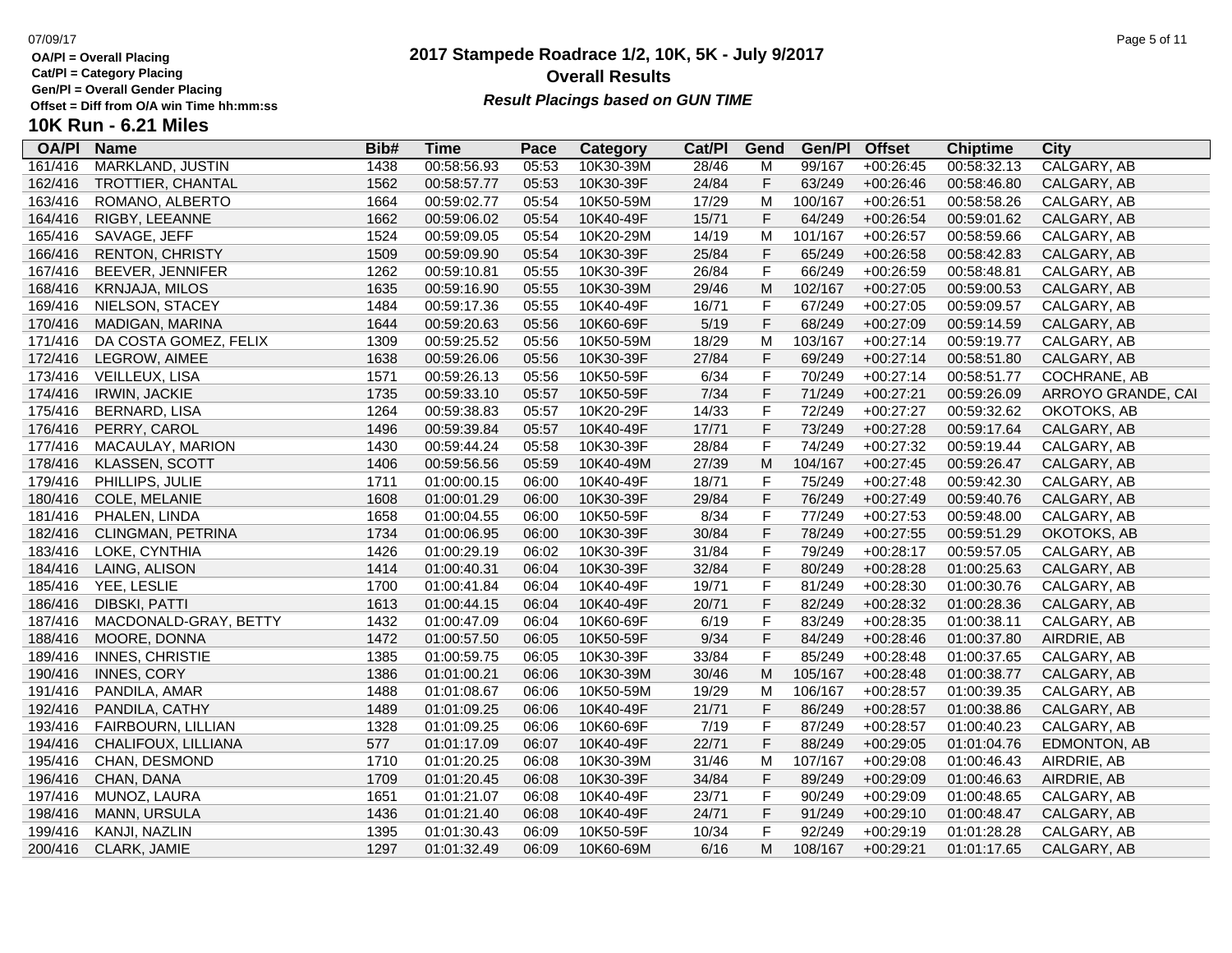OA/Pl = Overall Placing
Cat/Pl = Category Placing
Gen/Pl = Overall Gender Placing
Offset = Diff from O/A win Time hh:mm:ss

# 2017 Stampede Roadrace 1/2, 10K, 5K - July 9/2017

## Overall Results

***Result Placings based on GUN TIME***

### 10K Run - 6.21 Miles

| OA/Pl | Name | Bib# | Time | Pace | Category | Cat/Pl | Gend | Gen/Pl | Offset | Chiptime | City |
|---|---|---|---|---|---|---|---|---|---|---|---|
| 161/416 | MARKLAND, JUSTIN | 1438 | 00:58:56.93 | 05:53 | 10K30-39M | 28/46 | M | 99/167 | +00:26:45 | 00:58:32.13 | CALGARY, AB |
| 162/416 | TROTTIER, CHANTAL | 1562 | 00:58:57.77 | 05:53 | 10K30-39F | 24/84 | F | 63/249 | +00:26:46 | 00:58:46.80 | CALGARY, AB |
| 163/416 | ROMANO, ALBERTO | 1664 | 00:59:02.77 | 05:54 | 10K50-59M | 17/29 | M | 100/167 | +00:26:51 | 00:58:58.26 | CALGARY, AB |
| 164/416 | RIGBY, LEEANNE | 1662 | 00:59:06.02 | 05:54 | 10K40-49F | 15/71 | F | 64/249 | +00:26:54 | 00:59:01.62 | CALGARY, AB |
| 165/416 | SAVAGE, JEFF | 1524 | 00:59:09.05 | 05:54 | 10K20-29M | 14/19 | M | 101/167 | +00:26:57 | 00:58:59.66 | CALGARY, AB |
| 166/416 | RENTON, CHRISTY | 1509 | 00:59:09.90 | 05:54 | 10K30-39F | 25/84 | F | 65/249 | +00:26:58 | 00:58:42.83 | CALGARY, AB |
| 167/416 | BEEVER, JENNIFER | 1262 | 00:59:10.81 | 05:55 | 10K30-39F | 26/84 | F | 66/249 | +00:26:59 | 00:58:48.81 | CALGARY, AB |
| 168/416 | KRNJAJA, MILOS | 1635 | 00:59:16.90 | 05:55 | 10K30-39M | 29/46 | M | 102/167 | +00:27:05 | 00:59:00.53 | CALGARY, AB |
| 169/416 | NIELSON, STACEY | 1484 | 00:59:17.36 | 05:55 | 10K40-49F | 16/71 | F | 67/249 | +00:27:05 | 00:59:09.57 | CALGARY, AB |
| 170/416 | MADIGAN, MARINA | 1644 | 00:59:20.63 | 05:56 | 10K60-69F | 5/19 | F | 68/249 | +00:27:09 | 00:59:14.59 | CALGARY, AB |
| 171/416 | DA COSTA GOMEZ, FELIX | 1309 | 00:59:25.52 | 05:56 | 10K50-59M | 18/29 | M | 103/167 | +00:27:14 | 00:59:19.77 | CALGARY, AB |
| 172/416 | LEGROW, AIMEE | 1638 | 00:59:26.06 | 05:56 | 10K30-39F | 27/84 | F | 69/249 | +00:27:14 | 00:58:51.80 | CALGARY, AB |
| 173/416 | VEILLEUX, LISA | 1571 | 00:59:26.13 | 05:56 | 10K50-59F | 6/34 | F | 70/249 | +00:27:14 | 00:58:51.77 | COCHRANE, AB |
| 174/416 | IRWIN, JACKIE | 1735 | 00:59:33.10 | 05:57 | 10K50-59F | 7/34 | F | 71/249 | +00:27:21 | 00:59:26.09 | ARROYO GRANDE, CAI |
| 175/416 | BERNARD, LISA | 1264 | 00:59:38.83 | 05:57 | 10K20-29F | 14/33 | F | 72/249 | +00:27:27 | 00:59:32.62 | OKOTOKS, AB |
| 176/416 | PERRY, CAROL | 1496 | 00:59:39.84 | 05:57 | 10K40-49F | 17/71 | F | 73/249 | +00:27:28 | 00:59:17.64 | CALGARY, AB |
| 177/416 | MACAULAY, MARION | 1430 | 00:59:44.24 | 05:58 | 10K30-39F | 28/84 | F | 74/249 | +00:27:32 | 00:59:19.44 | CALGARY, AB |
| 178/416 | KLASSEN, SCOTT | 1406 | 00:59:56.56 | 05:59 | 10K40-49M | 27/39 | M | 104/167 | +00:27:45 | 00:59:26.47 | CALGARY, AB |
| 179/416 | PHILLIPS, JULIE | 1711 | 01:00:00.15 | 06:00 | 10K40-49F | 18/71 | F | 75/249 | +00:27:48 | 00:59:42.30 | CALGARY, AB |
| 180/416 | COLE, MELANIE | 1608 | 01:00:01.29 | 06:00 | 10K30-39F | 29/84 | F | 76/249 | +00:27:49 | 00:59:40.76 | CALGARY, AB |
| 181/416 | PHALEN, LINDA | 1658 | 01:00:04.55 | 06:00 | 10K50-59F | 8/34 | F | 77/249 | +00:27:53 | 00:59:48.00 | CALGARY, AB |
| 182/416 | CLINGMAN, PETRINA | 1734 | 01:00:06.95 | 06:00 | 10K30-39F | 30/84 | F | 78/249 | +00:27:55 | 00:59:51.29 | OKOTOKS, AB |
| 183/416 | LOKE, CYNTHIA | 1426 | 01:00:29.19 | 06:02 | 10K30-39F | 31/84 | F | 79/249 | +00:28:17 | 00:59:57.05 | CALGARY, AB |
| 184/416 | LAING, ALISON | 1414 | 01:00:40.31 | 06:04 | 10K30-39F | 32/84 | F | 80/249 | +00:28:28 | 01:00:25.63 | CALGARY, AB |
| 185/416 | YEE, LESLIE | 1700 | 01:00:41.84 | 06:04 | 10K40-49F | 19/71 | F | 81/249 | +00:28:30 | 01:00:30.76 | CALGARY, AB |
| 186/416 | DIBSKI, PATTI | 1613 | 01:00:44.15 | 06:04 | 10K40-49F | 20/71 | F | 82/249 | +00:28:32 | 01:00:28.36 | CALGARY, AB |
| 187/416 | MACDONALD-GRAY, BETTY | 1432 | 01:00:47.09 | 06:04 | 10K60-69F | 6/19 | F | 83/249 | +00:28:35 | 01:00:38.11 | CALGARY, AB |
| 188/416 | MOORE, DONNA | 1472 | 01:00:57.50 | 06:05 | 10K50-59F | 9/34 | F | 84/249 | +00:28:46 | 01:00:37.80 | AIRDRIE, AB |
| 189/416 | INNES, CHRISTIE | 1385 | 01:00:59.75 | 06:05 | 10K30-39F | 33/84 | F | 85/249 | +00:28:48 | 01:00:37.65 | CALGARY, AB |
| 190/416 | INNES, CORY | 1386 | 01:01:00.21 | 06:06 | 10K30-39M | 30/46 | M | 105/167 | +00:28:48 | 01:00:38.77 | CALGARY, AB |
| 191/416 | PANDILA, AMAR | 1488 | 01:01:08.67 | 06:06 | 10K50-59M | 19/29 | M | 106/167 | +00:28:57 | 01:00:39.35 | CALGARY, AB |
| 192/416 | PANDILA, CATHY | 1489 | 01:01:09.25 | 06:06 | 10K40-49F | 21/71 | F | 86/249 | +00:28:57 | 01:00:38.86 | CALGARY, AB |
| 193/416 | FAIRBOURN, LILLIAN | 1328 | 01:01:09.25 | 06:06 | 10K60-69F | 7/19 | F | 87/249 | +00:28:57 | 01:00:40.23 | CALGARY, AB |
| 194/416 | CHALIFOUX, LILLIANA | 577 | 01:01:17.09 | 06:07 | 10K40-49F | 22/71 | F | 88/249 | +00:29:05 | 01:01:04.76 | EDMONTON, AB |
| 195/416 | CHAN, DESMOND | 1710 | 01:01:20.25 | 06:08 | 10K30-39M | 31/46 | M | 107/167 | +00:29:08 | 01:00:46.43 | AIRDRIE, AB |
| 196/416 | CHAN, DANA | 1709 | 01:01:20.45 | 06:08 | 10K30-39F | 34/84 | F | 89/249 | +00:29:09 | 01:00:46.63 | AIRDRIE, AB |
| 197/416 | MUNOZ, LAURA | 1651 | 01:01:21.07 | 06:08 | 10K40-49F | 23/71 | F | 90/249 | +00:29:09 | 01:00:48.65 | CALGARY, AB |
| 198/416 | MANN, URSULA | 1436 | 01:01:21.40 | 06:08 | 10K40-49F | 24/71 | F | 91/249 | +00:29:10 | 01:00:48.47 | CALGARY, AB |
| 199/416 | KANJI, NAZLIN | 1395 | 01:01:30.43 | 06:09 | 10K50-59F | 10/34 | F | 92/249 | +00:29:19 | 01:01:28.28 | CALGARY, AB |
| 200/416 | CLARK, JAMIE | 1297 | 01:01:32.49 | 06:09 | 10K60-69M | 6/16 | M | 108/167 | +00:29:21 | 01:01:17.65 | CALGARY, AB |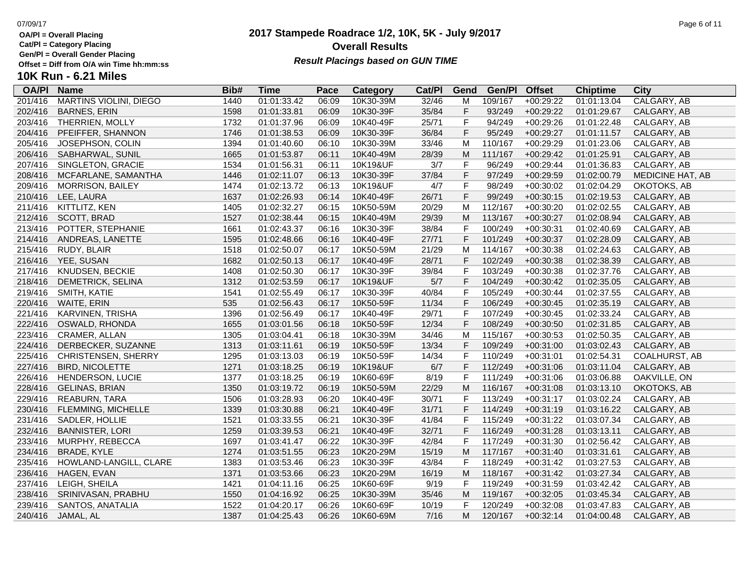OA/Pl = Overall Placing
Cat/Pl = Category Placing
Gen/Pl = Overall Gender Placing
Offset = Diff from O/A win Time hh:mm:ss

# 2017 Stampede Roadrace 1/2, 10K, 5K - July 9/2017

## Overall Results

***Result Placings based on GUN TIME***

### 10K Run - 6.21 Miles

| OA/Pl | Name | Bib# | Time | Pace | Category | Cat/Pl | Gend | Gen/Pl | Offset | Chiptime | City |
|---|---|---|---|---|---|---|---|---|---|---|---|
| 201/416 | MARTINS VIOLINI, DIEGO | 1440 | 01:01:33.42 | 06:09 | 10K30-39M | 32/46 | M | 109/167 | +00:29:22 | 01:01:13.04 | CALGARY, AB |
| 202/416 | BARNES, ERIN | 1598 | 01:01:33.81 | 06:09 | 10K30-39F | 35/84 | F | 93/249 | +00:29:22 | 01:01:29.67 | CALGARY, AB |
| 203/416 | THERRIEN, MOLLY | 1732 | 01:01:37.96 | 06:09 | 10K40-49F | 25/71 | F | 94/249 | +00:29:26 | 01:01:22.48 | CALGARY, AB |
| 204/416 | PFEIFFER, SHANNON | 1746 | 01:01:38.53 | 06:09 | 10K30-39F | 36/84 | F | 95/249 | +00:29:27 | 01:01:11.57 | CALGARY, AB |
| 205/416 | JOSEPHSON, COLIN | 1394 | 01:01:40.60 | 06:10 | 10K30-39M | 33/46 | M | 110/167 | +00:29:29 | 01:01:23.06 | CALGARY, AB |
| 206/416 | SABHARWAL, SUNIL | 1665 | 01:01:53.87 | 06:11 | 10K40-49M | 28/39 | M | 111/167 | +00:29:42 | 01:01:25.91 | CALGARY, AB |
| 207/416 | SINGLETON, GRACIE | 1534 | 01:01:56.31 | 06:11 | 10K19&UF | 3/7 | F | 96/249 | +00:29:44 | 01:01:36.83 | CALGARY, AB |
| 208/416 | MCFARLANE, SAMANTHA | 1446 | 01:02:11.07 | 06:13 | 10K30-39F | 37/84 | F | 97/249 | +00:29:59 | 01:02:00.79 | MEDICINE HAT, AB |
| 209/416 | MORRISON, BAILEY | 1474 | 01:02:13.72 | 06:13 | 10K19&UF | 4/7 | F | 98/249 | +00:30:02 | 01:02:04.29 | OKOTOKS, AB |
| 210/416 | LEE, LAURA | 1637 | 01:02:26.93 | 06:14 | 10K40-49F | 26/71 | F | 99/249 | +00:30:15 | 01:02:19.53 | CALGARY, AB |
| 211/416 | KITTLITZ, KEN | 1405 | 01:02:32.27 | 06:15 | 10K50-59M | 20/29 | M | 112/167 | +00:30:20 | 01:02:02.55 | CALGARY, AB |
| 212/416 | SCOTT, BRAD | 1527 | 01:02:38.44 | 06:15 | 10K40-49M | 29/39 | M | 113/167 | +00:30:27 | 01:02:08.94 | CALGARY, AB |
| 213/416 | POTTER, STEPHANIE | 1661 | 01:02:43.37 | 06:16 | 10K30-39F | 38/84 | F | 100/249 | +00:30:31 | 01:02:40.69 | CALGARY, AB |
| 214/416 | ANDREAS, LANETTE | 1595 | 01:02:48.66 | 06:16 | 10K40-49F | 27/71 | F | 101/249 | +00:30:37 | 01:02:28.09 | CALGARY, AB |
| 215/416 | RUDY, BLAIR | 1518 | 01:02:50.07 | 06:17 | 10K50-59M | 21/29 | M | 114/167 | +00:30:38 | 01:02:24.63 | CALGARY, AB |
| 216/416 | YEE, SUSAN | 1682 | 01:02:50.13 | 06:17 | 10K40-49F | 28/71 | F | 102/249 | +00:30:38 | 01:02:38.39 | CALGARY, AB |
| 217/416 | KNUDSEN, BECKIE | 1408 | 01:02:50.30 | 06:17 | 10K30-39F | 39/84 | F | 103/249 | +00:30:38 | 01:02:37.76 | CALGARY, AB |
| 218/416 | DEMETRICK, SELINA | 1312 | 01:02:53.59 | 06:17 | 10K19&UF | 5/7 | F | 104/249 | +00:30:42 | 01:02:35.05 | CALGARY, AB |
| 219/416 | SMITH, KATIE | 1541 | 01:02:55.49 | 06:17 | 10K30-39F | 40/84 | F | 105/249 | +00:30:44 | 01:02:37.55 | CALGARY, AB |
| 220/416 | WAITE, ERIN | 535 | 01:02:56.43 | 06:17 | 10K50-59F | 11/34 | F | 106/249 | +00:30:45 | 01:02:35.19 | CALGARY, AB |
| 221/416 | KARVINEN, TRISHA | 1396 | 01:02:56.49 | 06:17 | 10K40-49F | 29/71 | F | 107/249 | +00:30:45 | 01:02:33.24 | CALGARY, AB |
| 222/416 | OSWALD, RHONDA | 1655 | 01:03:01.56 | 06:18 | 10K50-59F | 12/34 | F | 108/249 | +00:30:50 | 01:02:31.85 | CALGARY, AB |
| 223/416 | CRAMER, ALLAN | 1305 | 01:03:04.41 | 06:18 | 10K30-39M | 34/46 | M | 115/167 | +00:30:53 | 01:02:50.35 | CALGARY, AB |
| 224/416 | DERBECKER, SUZANNE | 1313 | 01:03:11.61 | 06:19 | 10K50-59F | 13/34 | F | 109/249 | +00:31:00 | 01:03:02.43 | CALGARY, AB |
| 225/416 | CHRISTENSEN, SHERRY | 1295 | 01:03:13.03 | 06:19 | 10K50-59F | 14/34 | F | 110/249 | +00:31:01 | 01:02:54.31 | COALHURST, AB |
| 227/416 | BIRD, NICOLETTE | 1271 | 01:03:18.25 | 06:19 | 10K19&UF | 6/7 | F | 112/249 | +00:31:06 | 01:03:11.04 | CALGARY, AB |
| 226/416 | HENDERSON, LUCIE | 1377 | 01:03:18.25 | 06:19 | 10K60-69F | 8/19 | F | 111/249 | +00:31:06 | 01:03:06.88 | OAKVILLE, ON |
| 228/416 | GELINAS, BRIAN | 1350 | 01:03:19.72 | 06:19 | 10K50-59M | 22/29 | M | 116/167 | +00:31:08 | 01:03:13.10 | OKOTOKS, AB |
| 229/416 | REABURN, TARA | 1506 | 01:03:28.93 | 06:20 | 10K40-49F | 30/71 | F | 113/249 | +00:31:17 | 01:03:02.24 | CALGARY, AB |
| 230/416 | FLEMMING, MICHELLE | 1339 | 01:03:30.88 | 06:21 | 10K40-49F | 31/71 | F | 114/249 | +00:31:19 | 01:03:16.22 | CALGARY, AB |
| 231/416 | SADLER, HOLLIE | 1521 | 01:03:33.55 | 06:21 | 10K30-39F | 41/84 | F | 115/249 | +00:31:22 | 01:03:07.34 | CALGARY, AB |
| 232/416 | BANNISTER, LORI | 1259 | 01:03:39.53 | 06:21 | 10K40-49F | 32/71 | F | 116/249 | +00:31:28 | 01:03:13.11 | CALGARY, AB |
| 233/416 | MURPHY, REBECCA | 1697 | 01:03:41.47 | 06:22 | 10K30-39F | 42/84 | F | 117/249 | +00:31:30 | 01:02:56.42 | CALGARY, AB |
| 234/416 | BRADE, KYLE | 1274 | 01:03:51.55 | 06:23 | 10K20-29M | 15/19 | M | 117/167 | +00:31:40 | 01:03:31.61 | CALGARY, AB |
| 235/416 | HOWLAND-LANGILL, CLARE | 1383 | 01:03:53.46 | 06:23 | 10K30-39F | 43/84 | F | 118/249 | +00:31:42 | 01:03:27.53 | CALGARY, AB |
| 236/416 | HAGEN, EVAN | 1371 | 01:03:53.66 | 06:23 | 10K20-29M | 16/19 | M | 118/167 | +00:31:42 | 01:03:27.34 | CALGARY, AB |
| 237/416 | LEIGH, SHEILA | 1421 | 01:04:11.16 | 06:25 | 10K60-69F | 9/19 | F | 119/249 | +00:31:59 | 01:03:42.42 | CALGARY, AB |
| 238/416 | SRINIVASAN, PRABHU | 1550 | 01:04:16.92 | 06:25 | 10K30-39M | 35/46 | M | 119/167 | +00:32:05 | 01:03:45.34 | CALGARY, AB |
| 239/416 | SANTOS, ANATALIA | 1522 | 01:04:20.17 | 06:26 | 10K60-69F | 10/19 | F | 120/249 | +00:32:08 | 01:03:47.83 | CALGARY, AB |
| 240/416 | JAMAL, AL | 1387 | 01:04:25.43 | 06:26 | 10K60-69M | 7/16 | M | 120/167 | +00:32:14 | 01:04:00.48 | CALGARY, AB |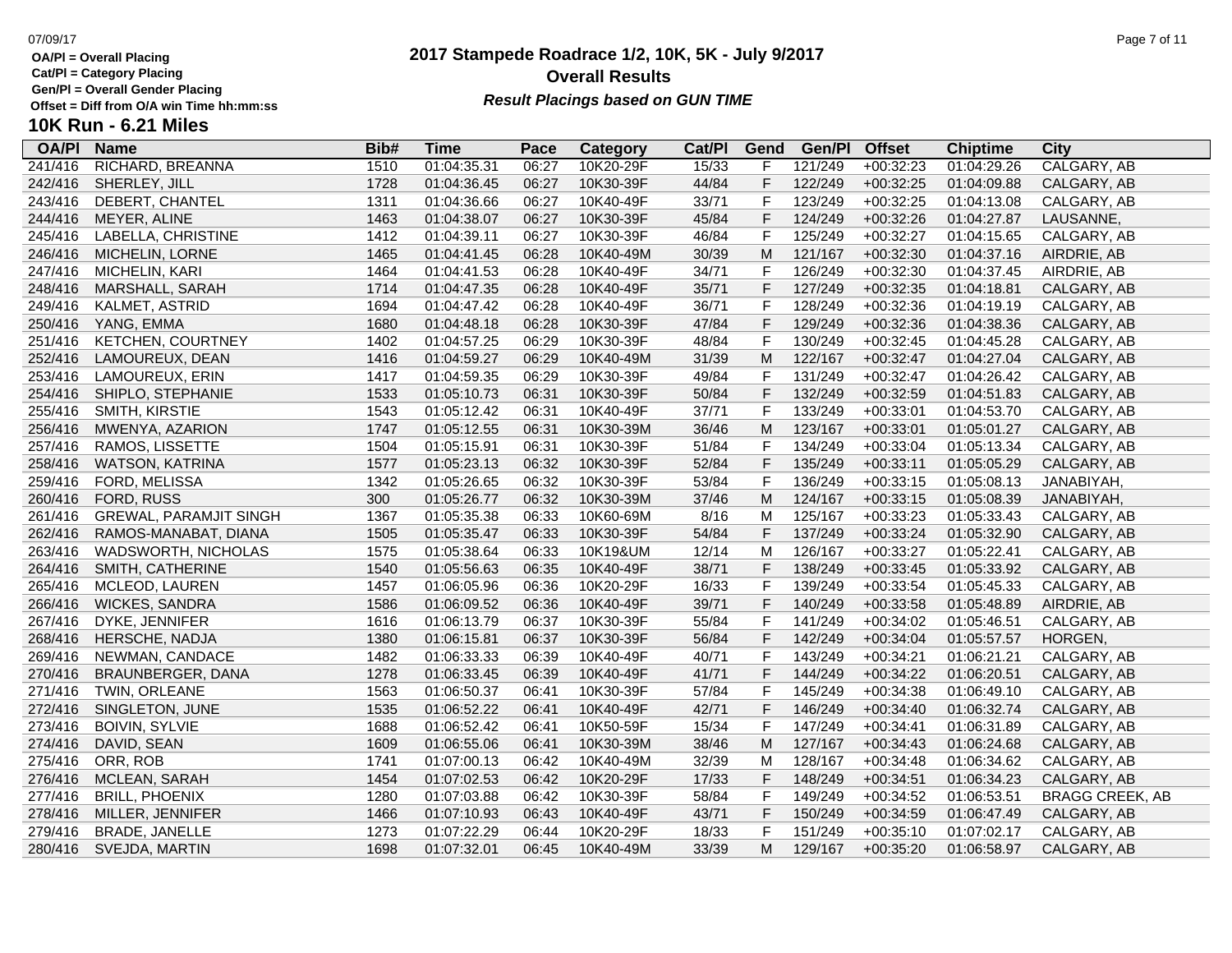# 2017 Stampede Roadrace 1/2, 10K, 5K - July 9/2017

## Overall Results

*Result Placings based on GUN TIME*

OA/Pl = Overall Placing
Cat/Pl = Category Placing
Gen/Pl = Overall Gender Placing
Offset = Diff from O/A win Time hh:mm:ss

### 10K Run - 6.21 Miles

| OA/Pl | Name | Bib# | Time | Pace | Category | Cat/Pl | Gend | Gen/Pl | Offset | Chiptime | City |
|---|---|---|---|---|---|---|---|---|---|---|---|
| 241/416 | RICHARD, BREANNA | 1510 | 01:04:35.31 | 06:27 | 10K20-29F | 15/33 | F | 121/249 | +00:32:23 | 01:04:29.26 | CALGARY, AB |
| 242/416 | SHERLEY, JILL | 1728 | 01:04:36.45 | 06:27 | 10K30-39F | 44/84 | F | 122/249 | +00:32:25 | 01:04:09.88 | CALGARY, AB |
| 243/416 | DEBERT, CHANTEL | 1311 | 01:04:36.66 | 06:27 | 10K40-49F | 33/71 | F | 123/249 | +00:32:25 | 01:04:13.08 | CALGARY, AB |
| 244/416 | MEYER, ALINE | 1463 | 01:04:38.07 | 06:27 | 10K30-39F | 45/84 | F | 124/249 | +00:32:26 | 01:04:27.87 | LAUSANNE, |
| 245/416 | LABELLA, CHRISTINE | 1412 | 01:04:39.11 | 06:27 | 10K30-39F | 46/84 | F | 125/249 | +00:32:27 | 01:04:15.65 | CALGARY, AB |
| 246/416 | MICHELIN, LORNE | 1465 | 01:04:41.45 | 06:28 | 10K40-49M | 30/39 | M | 121/167 | +00:32:30 | 01:04:37.16 | AIRDRIE, AB |
| 247/416 | MICHELIN, KARI | 1464 | 01:04:41.53 | 06:28 | 10K40-49F | 34/71 | F | 126/249 | +00:32:30 | 01:04:37.45 | AIRDRIE, AB |
| 248/416 | MARSHALL, SARAH | 1714 | 01:04:47.35 | 06:28 | 10K40-49F | 35/71 | F | 127/249 | +00:32:35 | 01:04:18.81 | CALGARY, AB |
| 249/416 | KALMET, ASTRID | 1694 | 01:04:47.42 | 06:28 | 10K40-49F | 36/71 | F | 128/249 | +00:32:36 | 01:04:19.19 | CALGARY, AB |
| 250/416 | YANG, EMMA | 1680 | 01:04:48.18 | 06:28 | 10K30-39F | 47/84 | F | 129/249 | +00:32:36 | 01:04:38.36 | CALGARY, AB |
| 251/416 | KETCHEN, COURTNEY | 1402 | 01:04:57.25 | 06:29 | 10K30-39F | 48/84 | F | 130/249 | +00:32:45 | 01:04:45.28 | CALGARY, AB |
| 252/416 | LAMOUREUX, DEAN | 1416 | 01:04:59.27 | 06:29 | 10K40-49M | 31/39 | M | 122/167 | +00:32:47 | 01:04:27.04 | CALGARY, AB |
| 253/416 | LAMOUREUX, ERIN | 1417 | 01:04:59.35 | 06:29 | 10K30-39F | 49/84 | F | 131/249 | +00:32:47 | 01:04:26.42 | CALGARY, AB |
| 254/416 | SHIPLO, STEPHANIE | 1533 | 01:05:10.73 | 06:31 | 10K30-39F | 50/84 | F | 132/249 | +00:32:59 | 01:04:51.83 | CALGARY, AB |
| 255/416 | SMITH, KIRSTIE | 1543 | 01:05:12.42 | 06:31 | 10K40-49F | 37/71 | F | 133/249 | +00:33:01 | 01:04:53.70 | CALGARY, AB |
| 256/416 | MWENYA, AZARION | 1747 | 01:05:12.55 | 06:31 | 10K30-39M | 36/46 | M | 123/167 | +00:33:01 | 01:05:01.27 | CALGARY, AB |
| 257/416 | RAMOS, LISSETTE | 1504 | 01:05:15.91 | 06:31 | 10K30-39F | 51/84 | F | 134/249 | +00:33:04 | 01:05:13.34 | CALGARY, AB |
| 258/416 | WATSON, KATRINA | 1577 | 01:05:23.13 | 06:32 | 10K30-39F | 52/84 | F | 135/249 | +00:33:11 | 01:05:05.29 | CALGARY, AB |
| 259/416 | FORD, MELISSA | 1342 | 01:05:26.65 | 06:32 | 10K30-39F | 53/84 | F | 136/249 | +00:33:15 | 01:05:08.13 | JANABIYAH, |
| 260/416 | FORD, RUSS | 300 | 01:05:26.77 | 06:32 | 10K30-39M | 37/46 | M | 124/167 | +00:33:15 | 01:05:08.39 | JANABIYAH, |
| 261/416 | GREWAL, PARAMJIT SINGH | 1367 | 01:05:35.38 | 06:33 | 10K60-69M | 8/16 | M | 125/167 | +00:33:23 | 01:05:33.43 | CALGARY, AB |
| 262/416 | RAMOS-MANABAT, DIANA | 1505 | 01:05:35.47 | 06:33 | 10K30-39F | 54/84 | F | 137/249 | +00:33:24 | 01:05:32.90 | CALGARY, AB |
| 263/416 | WADSWORTH, NICHOLAS | 1575 | 01:05:38.64 | 06:33 | 10K19&UM | 12/14 | M | 126/167 | +00:33:27 | 01:05:22.41 | CALGARY, AB |
| 264/416 | SMITH, CATHERINE | 1540 | 01:05:56.63 | 06:35 | 10K40-49F | 38/71 | F | 138/249 | +00:33:45 | 01:05:33.92 | CALGARY, AB |
| 265/416 | MCLEOD, LAUREN | 1457 | 01:06:05.96 | 06:36 | 10K20-29F | 16/33 | F | 139/249 | +00:33:54 | 01:05:45.33 | CALGARY, AB |
| 266/416 | WICKES, SANDRA | 1586 | 01:06:09.52 | 06:36 | 10K40-49F | 39/71 | F | 140/249 | +00:33:58 | 01:05:48.89 | AIRDRIE, AB |
| 267/416 | DYKE, JENNIFER | 1616 | 01:06:13.79 | 06:37 | 10K30-39F | 55/84 | F | 141/249 | +00:34:02 | 01:05:46.51 | CALGARY, AB |
| 268/416 | HERSCHE, NADJA | 1380 | 01:06:15.81 | 06:37 | 10K30-39F | 56/84 | F | 142/249 | +00:34:04 | 01:05:57.57 | HORGEN, |
| 269/416 | NEWMAN, CANDACE | 1482 | 01:06:33.33 | 06:39 | 10K40-49F | 40/71 | F | 143/249 | +00:34:21 | 01:06:21.21 | CALGARY, AB |
| 270/416 | BRAUNBERGER, DANA | 1278 | 01:06:33.45 | 06:39 | 10K40-49F | 41/71 | F | 144/249 | +00:34:22 | 01:06:20.51 | CALGARY, AB |
| 271/416 | TWIN, ORLEANE | 1563 | 01:06:50.37 | 06:41 | 10K30-39F | 57/84 | F | 145/249 | +00:34:38 | 01:06:49.10 | CALGARY, AB |
| 272/416 | SINGLETON, JUNE | 1535 | 01:06:52.22 | 06:41 | 10K40-49F | 42/71 | F | 146/249 | +00:34:40 | 01:06:32.74 | CALGARY, AB |
| 273/416 | BOIVIN, SYLVIE | 1688 | 01:06:52.42 | 06:41 | 10K50-59F | 15/34 | F | 147/249 | +00:34:41 | 01:06:31.89 | CALGARY, AB |
| 274/416 | DAVID, SEAN | 1609 | 01:06:55.06 | 06:41 | 10K30-39M | 38/46 | M | 127/167 | +00:34:43 | 01:06:24.68 | CALGARY, AB |
| 275/416 | ORR, ROB | 1741 | 01:07:00.13 | 06:42 | 10K40-49M | 32/39 | M | 128/167 | +00:34:48 | 01:06:34.62 | CALGARY, AB |
| 276/416 | MCLEAN, SARAH | 1454 | 01:07:02.53 | 06:42 | 10K20-29F | 17/33 | F | 148/249 | +00:34:51 | 01:06:34.23 | CALGARY, AB |
| 277/416 | BRILL, PHOENIX | 1280 | 01:07:03.88 | 06:42 | 10K30-39F | 58/84 | F | 149/249 | +00:34:52 | 01:06:53.51 | BRAGG CREEK, AB |
| 278/416 | MILLER, JENNIFER | 1466 | 01:07:10.93 | 06:43 | 10K40-49F | 43/71 | F | 150/249 | +00:34:59 | 01:06:47.49 | CALGARY, AB |
| 279/416 | BRADE, JANELLE | 1273 | 01:07:22.29 | 06:44 | 10K20-29F | 18/33 | F | 151/249 | +00:35:10 | 01:07:02.17 | CALGARY, AB |
| 280/416 | SVEJDA, MARTIN | 1698 | 01:07:32.01 | 06:45 | 10K40-49M | 33/39 | M | 129/167 | +00:35:20 | 01:06:58.97 | CALGARY, AB |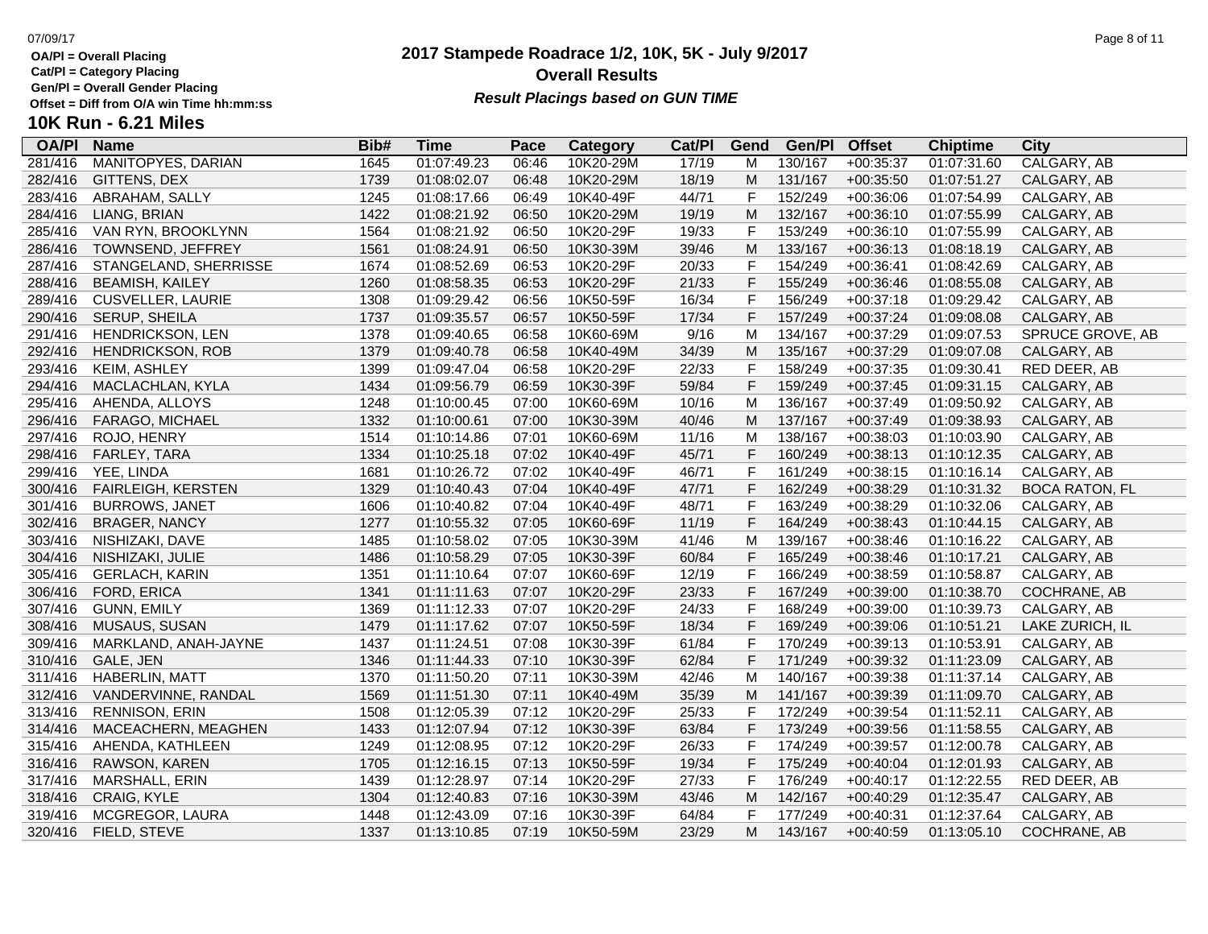OA/Pl = Overall Placing
Cat/Pl = Category Placing
Gen/Pl = Overall Gender Placing
Offset = Diff from O/A win Time hh:mm:ss

# 2017 Stampede Roadrace 1/2, 10K, 5K - July 9/2017

## Overall Results

***Result Placings based on GUN TIME***

## 10K Run - 6.21 Miles

| OA/Pl | Name | Bib# | Time | Pace | Category | Cat/Pl | Gend | Gen/Pl | Offset | Chiptime | City |
|---|---|---|---|---|---|---|---|---|---|---|---|
| 281/416 | MANITOPYES, DARIAN | 1645 | 01:07:49.23 | 06:46 | 10K20-29M | 17/19 | M | 130/167 | +00:35:37 | 01:07:31.60 | CALGARY, AB |
| 282/416 | GITTENS, DEX | 1739 | 01:08:02.07 | 06:48 | 10K20-29M | 18/19 | M | 131/167 | +00:35:50 | 01:07:51.27 | CALGARY, AB |
| 283/416 | ABRAHAM, SALLY | 1245 | 01:08:17.66 | 06:49 | 10K40-49F | 44/71 | F | 152/249 | +00:36:06 | 01:07:54.99 | CALGARY, AB |
| 284/416 | LIANG, BRIAN | 1422 | 01:08:21.92 | 06:50 | 10K20-29M | 19/19 | M | 132/167 | +00:36:10 | 01:07:55.99 | CALGARY, AB |
| 285/416 | VAN RYN, BROOKLYNN | 1564 | 01:08:21.92 | 06:50 | 10K20-29F | 19/33 | F | 153/249 | +00:36:10 | 01:07:55.99 | CALGARY, AB |
| 286/416 | TOWNSEND, JEFFREY | 1561 | 01:08:24.91 | 06:50 | 10K30-39M | 39/46 | M | 133/167 | +00:36:13 | 01:08:18.19 | CALGARY, AB |
| 287/416 | STANGELAND, SHERRISSE | 1674 | 01:08:52.69 | 06:53 | 10K20-29F | 20/33 | F | 154/249 | +00:36:41 | 01:08:42.69 | CALGARY, AB |
| 288/416 | BEAMISH, KAILEY | 1260 | 01:08:58.35 | 06:53 | 10K20-29F | 21/33 | F | 155/249 | +00:36:46 | 01:08:55.08 | CALGARY, AB |
| 289/416 | CUSVELLER, LAURIE | 1308 | 01:09:29.42 | 06:56 | 10K50-59F | 16/34 | F | 156/249 | +00:37:18 | 01:09:29.42 | CALGARY, AB |
| 290/416 | SERUP, SHEILA | 1737 | 01:09:35.57 | 06:57 | 10K50-59F | 17/34 | F | 157/249 | +00:37:24 | 01:09:08.08 | CALGARY, AB |
| 291/416 | HENDRICKSON, LEN | 1378 | 01:09:40.65 | 06:58 | 10K60-69M | 9/16 | M | 134/167 | +00:37:29 | 01:09:07.53 | SPRUCE GROVE, AB |
| 292/416 | HENDRICKSON, ROB | 1379 | 01:09:40.78 | 06:58 | 10K40-49M | 34/39 | M | 135/167 | +00:37:29 | 01:09:07.08 | CALGARY, AB |
| 293/416 | KEIM, ASHLEY | 1399 | 01:09:47.04 | 06:58 | 10K20-29F | 22/33 | F | 158/249 | +00:37:35 | 01:09:30.41 | RED DEER, AB |
| 294/416 | MACLACHLAN, KYLA | 1434 | 01:09:56.79 | 06:59 | 10K30-39F | 59/84 | F | 159/249 | +00:37:45 | 01:09:31.15 | CALGARY, AB |
| 295/416 | AHENDA, ALLOYS | 1248 | 01:10:00.45 | 07:00 | 10K60-69M | 10/16 | M | 136/167 | +00:37:49 | 01:09:50.92 | CALGARY, AB |
| 296/416 | FARAGO, MICHAEL | 1332 | 01:10:00.61 | 07:00 | 10K30-39M | 40/46 | M | 137/167 | +00:37:49 | 01:09:38.93 | CALGARY, AB |
| 297/416 | ROJO, HENRY | 1514 | 01:10:14.86 | 07:01 | 10K60-69M | 11/16 | M | 138/167 | +00:38:03 | 01:10:03.90 | CALGARY, AB |
| 298/416 | FARLEY, TARA | 1334 | 01:10:25.18 | 07:02 | 10K40-49F | 45/71 | F | 160/249 | +00:38:13 | 01:10:12.35 | CALGARY, AB |
| 299/416 | YEE, LINDA | 1681 | 01:10:26.72 | 07:02 | 10K40-49F | 46/71 | F | 161/249 | +00:38:15 | 01:10:16.14 | CALGARY, AB |
| 300/416 | FAIRLEIGH, KERSTEN | 1329 | 01:10:40.43 | 07:04 | 10K40-49F | 47/71 | F | 162/249 | +00:38:29 | 01:10:31.32 | BOCA RATON, FL |
| 301/416 | BURROWS, JANET | 1606 | 01:10:40.82 | 07:04 | 10K40-49F | 48/71 | F | 163/249 | +00:38:29 | 01:10:32.06 | CALGARY, AB |
| 302/416 | BRAGER, NANCY | 1277 | 01:10:55.32 | 07:05 | 10K60-69F | 11/19 | F | 164/249 | +00:38:43 | 01:10:44.15 | CALGARY, AB |
| 303/416 | NISHIZAKI, DAVE | 1485 | 01:10:58.02 | 07:05 | 10K30-39M | 41/46 | M | 139/167 | +00:38:46 | 01:10:16.22 | CALGARY, AB |
| 304/416 | NISHIZAKI, JULIE | 1486 | 01:10:58.29 | 07:05 | 10K30-39F | 60/84 | F | 165/249 | +00:38:46 | 01:10:17.21 | CALGARY, AB |
| 305/416 | GERLACH, KARIN | 1351 | 01:11:10.64 | 07:07 | 10K60-69F | 12/19 | F | 166/249 | +00:38:59 | 01:10:58.87 | CALGARY, AB |
| 306/416 | FORD, ERICA | 1341 | 01:11:11.63 | 07:07 | 10K20-29F | 23/33 | F | 167/249 | +00:39:00 | 01:10:38.70 | COCHRANE, AB |
| 307/416 | GUNN, EMILY | 1369 | 01:11:12.33 | 07:07 | 10K20-29F | 24/33 | F | 168/249 | +00:39:00 | 01:10:39.73 | CALGARY, AB |
| 308/416 | MUSAUS, SUSAN | 1479 | 01:11:17.62 | 07:07 | 10K50-59F | 18/34 | F | 169/249 | +00:39:06 | 01:10:51.21 | LAKE ZURICH, IL |
| 309/416 | MARKLAND, ANAH-JAYNE | 1437 | 01:11:24.51 | 07:08 | 10K30-39F | 61/84 | F | 170/249 | +00:39:13 | 01:10:53.91 | CALGARY, AB |
| 310/416 | GALE, JEN | 1346 | 01:11:44.33 | 07:10 | 10K30-39F | 62/84 | F | 171/249 | +00:39:32 | 01:11:23.09 | CALGARY, AB |
| 311/416 | HABERLIN, MATT | 1370 | 01:11:50.20 | 07:11 | 10K30-39M | 42/46 | M | 140/167 | +00:39:38 | 01:11:37.14 | CALGARY, AB |
| 312/416 | VANDERVINNE, RANDAL | 1569 | 01:11:51.30 | 07:11 | 10K40-49M | 35/39 | M | 141/167 | +00:39:39 | 01:11:09.70 | CALGARY, AB |
| 313/416 | RENNISON, ERIN | 1508 | 01:12:05.39 | 07:12 | 10K20-29F | 25/33 | F | 172/249 | +00:39:54 | 01:11:52.11 | CALGARY, AB |
| 314/416 | MACEACHERN, MEAGHEN | 1433 | 01:12:07.94 | 07:12 | 10K30-39F | 63/84 | F | 173/249 | +00:39:56 | 01:11:58.55 | CALGARY, AB |
| 315/416 | AHENDA, KATHLEEN | 1249 | 01:12:08.95 | 07:12 | 10K20-29F | 26/33 | F | 174/249 | +00:39:57 | 01:12:00.78 | CALGARY, AB |
| 316/416 | RAWSON, KAREN | 1705 | 01:12:16.15 | 07:13 | 10K50-59F | 19/34 | F | 175/249 | +00:40:04 | 01:12:01.93 | CALGARY, AB |
| 317/416 | MARSHALL, ERIN | 1439 | 01:12:28.97 | 07:14 | 10K20-29F | 27/33 | F | 176/249 | +00:40:17 | 01:12:22.55 | RED DEER, AB |
| 318/416 | CRAIG, KYLE | 1304 | 01:12:40.83 | 07:16 | 10K30-39M | 43/46 | M | 142/167 | +00:40:29 | 01:12:35.47 | CALGARY, AB |
| 319/416 | MCGREGOR, LAURA | 1448 | 01:12:43.09 | 07:16 | 10K30-39F | 64/84 | F | 177/249 | +00:40:31 | 01:12:37.64 | CALGARY, AB |
| 320/416 | FIELD, STEVE | 1337 | 01:13:10.85 | 07:19 | 10K50-59M | 23/29 | M | 143/167 | +00:40:59 | 01:13:05.10 | COCHRANE, AB |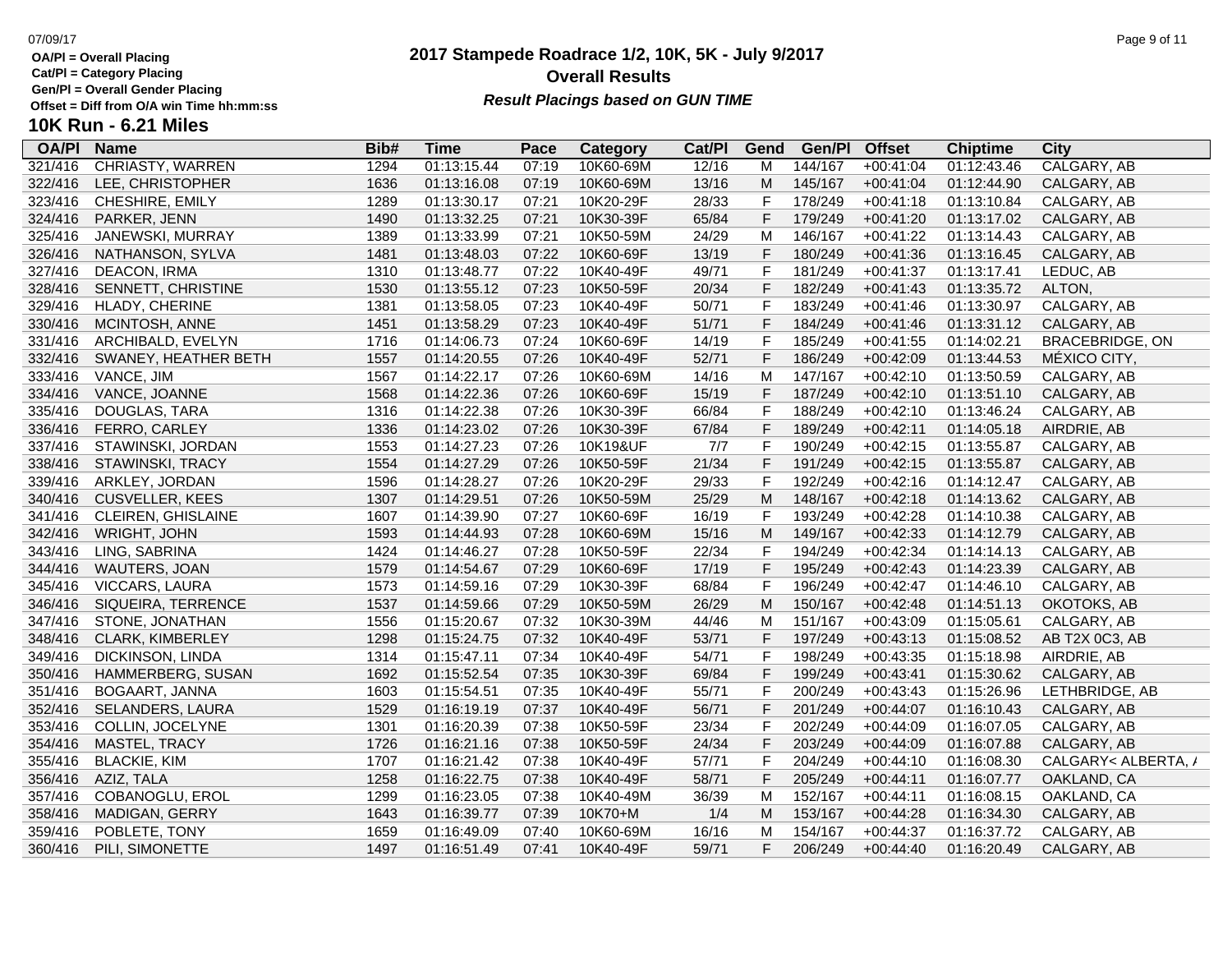# 2017 Stampede Roadrace 1/2, 10K, 5K - July 9/2017

## Overall Results

***Result Placings based on GUN TIME***

OA/Pl = Overall Placing
Cat/Pl = Category Placing
Gen/Pl = Overall Gender Placing
Offset = Diff from O/A win Time hh:mm:ss

### 10K Run - 6.21 Miles

| OA/Pl | Name | Bib# | Time | Pace | Category | Cat/Pl | Gend | Gen/Pl | Offset | Chiptime | City |
|---|---|---|---|---|---|---|---|---|---|---|---|
| 321/416 | CHRIASTY, WARREN | 1294 | 01:13:15.44 | 07:19 | 10K60-69M | 12/16 | M | 144/167 | +00:41:04 | 01:12:43.46 | CALGARY, AB |
| 322/416 | LEE, CHRISTOPHER | 1636 | 01:13:16.08 | 07:19 | 10K60-69M | 13/16 | M | 145/167 | +00:41:04 | 01:12:44.90 | CALGARY, AB |
| 323/416 | CHESHIRE, EMILY | 1289 | 01:13:30.17 | 07:21 | 10K20-29F | 28/33 | F | 178/249 | +00:41:18 | 01:13:10.84 | CALGARY, AB |
| 324/416 | PARKER, JENN | 1490 | 01:13:32.25 | 07:21 | 10K30-39F | 65/84 | F | 179/249 | +00:41:20 | 01:13:17.02 | CALGARY, AB |
| 325/416 | JANEWSKI, MURRAY | 1389 | 01:13:33.99 | 07:21 | 10K50-59M | 24/29 | M | 146/167 | +00:41:22 | 01:13:14.43 | CALGARY, AB |
| 326/416 | NATHANSON, SYLVA | 1481 | 01:13:48.03 | 07:22 | 10K60-69F | 13/19 | F | 180/249 | +00:41:36 | 01:13:16.45 | CALGARY, AB |
| 327/416 | DEACON, IRMA | 1310 | 01:13:48.77 | 07:22 | 10K40-49F | 49/71 | F | 181/249 | +00:41:37 | 01:13:17.41 | LEDUC, AB |
| 328/416 | SENNETT, CHRISTINE | 1530 | 01:13:55.12 | 07:23 | 10K50-59F | 20/34 | F | 182/249 | +00:41:43 | 01:13:35.72 | ALTON, |
| 329/416 | HLADY, CHERINE | 1381 | 01:13:58.05 | 07:23 | 10K40-49F | 50/71 | F | 183/249 | +00:41:46 | 01:13:30.97 | CALGARY, AB |
| 330/416 | MCINTOSH, ANNE | 1451 | 01:13:58.29 | 07:23 | 10K40-49F | 51/71 | F | 184/249 | +00:41:46 | 01:13:31.12 | CALGARY, AB |
| 331/416 | ARCHIBALD, EVELYN | 1716 | 01:14:06.73 | 07:24 | 10K60-69F | 14/19 | F | 185/249 | +00:41:55 | 01:14:02.21 | BRACEBRIDGE, ON |
| 332/416 | SWANEY, HEATHER BETH | 1557 | 01:14:20.55 | 07:26 | 10K40-49F | 52/71 | F | 186/249 | +00:42:09 | 01:13:44.53 | MÉXICO CITY, |
| 333/416 | VANCE, JIM | 1567 | 01:14:22.17 | 07:26 | 10K60-69M | 14/16 | M | 147/167 | +00:42:10 | 01:13:50.59 | CALGARY, AB |
| 334/416 | VANCE, JOANNE | 1568 | 01:14:22.36 | 07:26 | 10K60-69F | 15/19 | F | 187/249 | +00:42:10 | 01:13:51.10 | CALGARY, AB |
| 335/416 | DOUGLAS, TARA | 1316 | 01:14:22.38 | 07:26 | 10K30-39F | 66/84 | F | 188/249 | +00:42:10 | 01:13:46.24 | CALGARY, AB |
| 336/416 | FERRO, CARLEY | 1336 | 01:14:23.02 | 07:26 | 10K30-39F | 67/84 | F | 189/249 | +00:42:11 | 01:14:05.18 | AIRDRIE, AB |
| 337/416 | STAWINSKI, JORDAN | 1553 | 01:14:27.23 | 07:26 | 10K19&UF | 7/7 | F | 190/249 | +00:42:15 | 01:13:55.87 | CALGARY, AB |
| 338/416 | STAWINSKI, TRACY | 1554 | 01:14:27.29 | 07:26 | 10K50-59F | 21/34 | F | 191/249 | +00:42:15 | 01:13:55.87 | CALGARY, AB |
| 339/416 | ARKLEY, JORDAN | 1596 | 01:14:28.27 | 07:26 | 10K20-29F | 29/33 | F | 192/249 | +00:42:16 | 01:14:12.47 | CALGARY, AB |
| 340/416 | CUSVELLER, KEES | 1307 | 01:14:29.51 | 07:26 | 10K50-59M | 25/29 | M | 148/167 | +00:42:18 | 01:14:13.62 | CALGARY, AB |
| 341/416 | CLEIREN, GHISLAINE | 1607 | 01:14:39.90 | 07:27 | 10K60-69F | 16/19 | F | 193/249 | +00:42:28 | 01:14:10.38 | CALGARY, AB |
| 342/416 | WRIGHT, JOHN | 1593 | 01:14:44.93 | 07:28 | 10K60-69M | 15/16 | M | 149/167 | +00:42:33 | 01:14:12.79 | CALGARY, AB |
| 343/416 | LING, SABRINA | 1424 | 01:14:46.27 | 07:28 | 10K50-59F | 22/34 | F | 194/249 | +00:42:34 | 01:14:14.13 | CALGARY, AB |
| 344/416 | WAUTERS, JOAN | 1579 | 01:14:54.67 | 07:29 | 10K60-69F | 17/19 | F | 195/249 | +00:42:43 | 01:14:23.39 | CALGARY, AB |
| 345/416 | VICCARS, LAURA | 1573 | 01:14:59.16 | 07:29 | 10K30-39F | 68/84 | F | 196/249 | +00:42:47 | 01:14:46.10 | CALGARY, AB |
| 346/416 | SIQUEIRA, TERRENCE | 1537 | 01:14:59.66 | 07:29 | 10K50-59M | 26/29 | M | 150/167 | +00:42:48 | 01:14:51.13 | OKOTOKS, AB |
| 347/416 | STONE, JONATHAN | 1556 | 01:15:20.67 | 07:32 | 10K30-39M | 44/46 | M | 151/167 | +00:43:09 | 01:15:05.61 | CALGARY, AB |
| 348/416 | CLARK, KIMBERLEY | 1298 | 01:15:24.75 | 07:32 | 10K40-49F | 53/71 | F | 197/249 | +00:43:13 | 01:15:08.52 | AB T2X 0C3, AB |
| 349/416 | DICKINSON, LINDA | 1314 | 01:15:47.11 | 07:34 | 10K40-49F | 54/71 | F | 198/249 | +00:43:35 | 01:15:18.98 | AIRDRIE, AB |
| 350/416 | HAMMERBERG, SUSAN | 1692 | 01:15:52.54 | 07:35 | 10K30-39F | 69/84 | F | 199/249 | +00:43:41 | 01:15:30.62 | CALGARY, AB |
| 351/416 | BOGAART, JANNA | 1603 | 01:15:54.51 | 07:35 | 10K40-49F | 55/71 | F | 200/249 | +00:43:43 | 01:15:26.96 | LETHBRIDGE, AB |
| 352/416 | SELANDERS, LAURA | 1529 | 01:16:19.19 | 07:37 | 10K40-49F | 56/71 | F | 201/249 | +00:44:07 | 01:16:10.43 | CALGARY, AB |
| 353/416 | COLLIN, JOCELYNE | 1301 | 01:16:20.39 | 07:38 | 10K50-59F | 23/34 | F | 202/249 | +00:44:09 | 01:16:07.05 | CALGARY, AB |
| 354/416 | MASTEL, TRACY | 1726 | 01:16:21.16 | 07:38 | 10K50-59F | 24/34 | F | 203/249 | +00:44:09 | 01:16:07.88 | CALGARY, AB |
| 355/416 | BLACKIE, KIM | 1707 | 01:16:21.42 | 07:38 | 10K40-49F | 57/71 | F | 204/249 | +00:44:10 | 01:16:08.30 | CALGARY< ALBERTA, / |
| 356/416 | AZIZ, TALA | 1258 | 01:16:22.75 | 07:38 | 10K40-49F | 58/71 | F | 205/249 | +00:44:11 | 01:16:07.77 | OAKLAND, CA |
| 357/416 | COBANOGLU, EROL | 1299 | 01:16:23.05 | 07:38 | 10K40-49M | 36/39 | M | 152/167 | +00:44:11 | 01:16:08.15 | OAKLAND, CA |
| 358/416 | MADIGAN, GERRY | 1643 | 01:16:39.77 | 07:39 | 10K70+M | 1/4 | M | 153/167 | +00:44:28 | 01:16:34.30 | CALGARY, AB |
| 359/416 | POBLETE, TONY | 1659 | 01:16:49.09 | 07:40 | 10K60-69M | 16/16 | M | 154/167 | +00:44:37 | 01:16:37.72 | CALGARY, AB |
| 360/416 | PILI, SIMONETTE | 1497 | 01:16:51.49 | 07:41 | 10K40-49F | 59/71 | F | 206/249 | +00:44:40 | 01:16:20.49 | CALGARY, AB |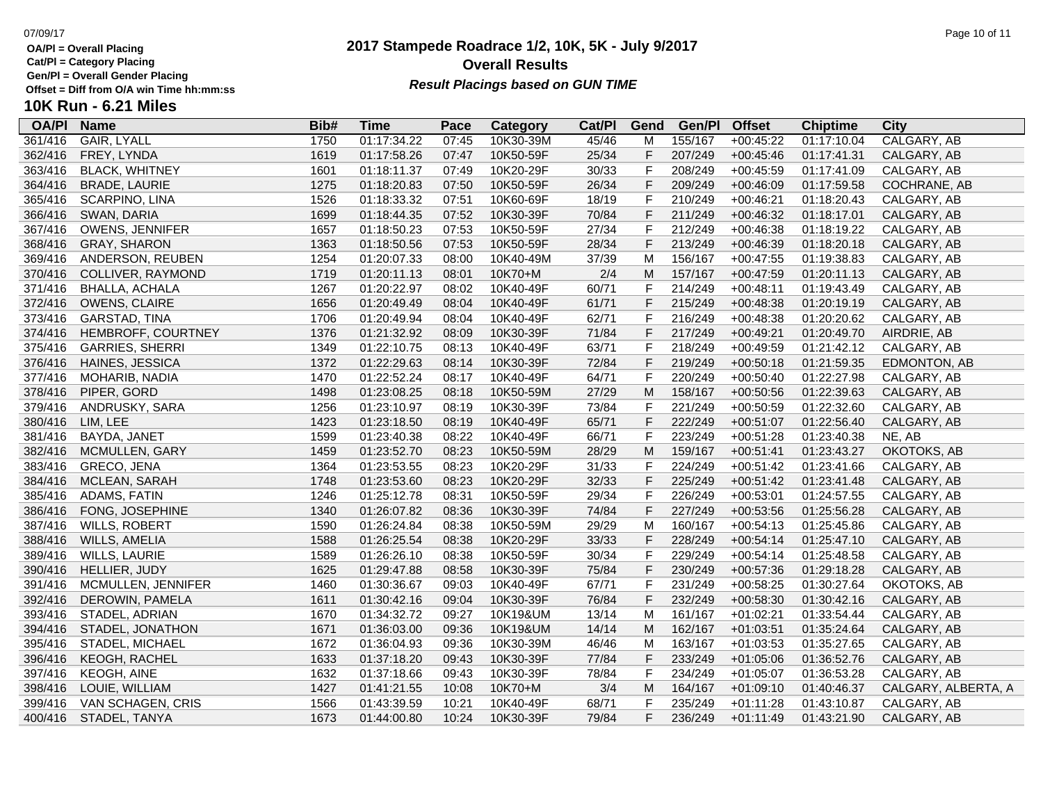OA/Pl = Overall Placing
Cat/Pl = Category Placing
Gen/Pl = Overall Gender Placing
Offset = Diff from O/A win Time hh:mm:ss

# 2017 Stampede Roadrace 1/2, 10K, 5K - July 9/2017

## Overall Results

***Result Placings based on GUN TIME***

## 10K Run - 6.21 Miles

| OA/Pl | Name | Bib# | Time | Pace | Category | Cat/Pl | Gend | Gen/Pl | Offset | Chiptime | City |
|---|---|---|---|---|---|---|---|---|---|---|---|
| 361/416 | GAIR, LYALL | 1750 | 01:17:34.22 | 07:45 | 10K30-39M | 45/46 | M | 155/167 | +00:45:22 | 01:17:10.04 | CALGARY, AB |
| 362/416 | FREY, LYNDA | 1619 | 01:17:58.26 | 07:47 | 10K50-59F | 25/34 | F | 207/249 | +00:45:46 | 01:17:41.31 | CALGARY, AB |
| 363/416 | BLACK, WHITNEY | 1601 | 01:18:11.37 | 07:49 | 10K20-29F | 30/33 | F | 208/249 | +00:45:59 | 01:17:41.09 | CALGARY, AB |
| 364/416 | BRADE, LAURIE | 1275 | 01:18:20.83 | 07:50 | 10K50-59F | 26/34 | F | 209/249 | +00:46:09 | 01:17:59.58 | COCHRANE, AB |
| 365/416 | SCARPINO, LINA | 1526 | 01:18:33.32 | 07:51 | 10K60-69F | 18/19 | F | 210/249 | +00:46:21 | 01:18:20.43 | CALGARY, AB |
| 366/416 | SWAN, DARIA | 1699 | 01:18:44.35 | 07:52 | 10K30-39F | 70/84 | F | 211/249 | +00:46:32 | 01:18:17.01 | CALGARY, AB |
| 367/416 | OWENS, JENNIFER | 1657 | 01:18:50.23 | 07:53 | 10K50-59F | 27/34 | F | 212/249 | +00:46:38 | 01:18:19.22 | CALGARY, AB |
| 368/416 | GRAY, SHARON | 1363 | 01:18:50.56 | 07:53 | 10K50-59F | 28/34 | F | 213/249 | +00:46:39 | 01:18:20.18 | CALGARY, AB |
| 369/416 | ANDERSON, REUBEN | 1254 | 01:20:07.33 | 08:00 | 10K40-49M | 37/39 | M | 156/167 | +00:47:55 | 01:19:38.83 | CALGARY, AB |
| 370/416 | COLLIVER, RAYMOND | 1719 | 01:20:11.13 | 08:01 | 10K70+M | 2/4 | M | 157/167 | +00:47:59 | 01:20:11.13 | CALGARY, AB |
| 371/416 | BHALLA, ACHALA | 1267 | 01:20:22.97 | 08:02 | 10K40-49F | 60/71 | F | 214/249 | +00:48:11 | 01:19:43.49 | CALGARY, AB |
| 372/416 | OWENS, CLAIRE | 1656 | 01:20:49.49 | 08:04 | 10K40-49F | 61/71 | F | 215/249 | +00:48:38 | 01:20:19.19 | CALGARY, AB |
| 373/416 | GARSTAD, TINA | 1706 | 01:20:49.94 | 08:04 | 10K40-49F | 62/71 | F | 216/249 | +00:48:38 | 01:20:20.62 | CALGARY, AB |
| 374/416 | HEMBROFF, COURTNEY | 1376 | 01:21:32.92 | 08:09 | 10K30-39F | 71/84 | F | 217/249 | +00:49:21 | 01:20:49.70 | AIRDRIE, AB |
| 375/416 | GARRIES, SHERRI | 1349 | 01:22:10.75 | 08:13 | 10K40-49F | 63/71 | F | 218/249 | +00:49:59 | 01:21:42.12 | CALGARY, AB |
| 376/416 | HAINES, JESSICA | 1372 | 01:22:29.63 | 08:14 | 10K30-39F | 72/84 | F | 219/249 | +00:50:18 | 01:21:59.35 | EDMONTON, AB |
| 377/416 | MOHARIB, NADIA | 1470 | 01:22:52.24 | 08:17 | 10K40-49F | 64/71 | F | 220/249 | +00:50:40 | 01:22:27.98 | CALGARY, AB |
| 378/416 | PIPER, GORD | 1498 | 01:23:08.25 | 08:18 | 10K50-59M | 27/29 | M | 158/167 | +00:50:56 | 01:22:39.63 | CALGARY, AB |
| 379/416 | ANDRUSKY, SARA | 1256 | 01:23:10.97 | 08:19 | 10K30-39F | 73/84 | F | 221/249 | +00:50:59 | 01:22:32.60 | CALGARY, AB |
| 380/416 | LIM, LEE | 1423 | 01:23:18.50 | 08:19 | 10K40-49F | 65/71 | F | 222/249 | +00:51:07 | 01:22:56.40 | CALGARY, AB |
| 381/416 | BAYDA, JANET | 1599 | 01:23:40.38 | 08:22 | 10K40-49F | 66/71 | F | 223/249 | +00:51:28 | 01:23:40.38 | NE, AB |
| 382/416 | MCMULLEN, GARY | 1459 | 01:23:52.70 | 08:23 | 10K50-59M | 28/29 | M | 159/167 | +00:51:41 | 01:23:43.27 | OKOTOKS, AB |
| 383/416 | GRECO, JENA | 1364 | 01:23:53.55 | 08:23 | 10K20-29F | 31/33 | F | 224/249 | +00:51:42 | 01:23:41.66 | CALGARY, AB |
| 384/416 | MCLEAN, SARAH | 1748 | 01:23:53.60 | 08:23 | 10K20-29F | 32/33 | F | 225/249 | +00:51:42 | 01:23:41.48 | CALGARY, AB |
| 385/416 | ADAMS, FATIN | 1246 | 01:25:12.78 | 08:31 | 10K50-59F | 29/34 | F | 226/249 | +00:53:01 | 01:24:57.55 | CALGARY, AB |
| 386/416 | FONG, JOSEPHINE | 1340 | 01:26:07.82 | 08:36 | 10K30-39F | 74/84 | F | 227/249 | +00:53:56 | 01:25:56.28 | CALGARY, AB |
| 387/416 | WILLS, ROBERT | 1590 | 01:26:24.84 | 08:38 | 10K50-59M | 29/29 | M | 160/167 | +00:54:13 | 01:25:45.86 | CALGARY, AB |
| 388/416 | WILLS, AMELIA | 1588 | 01:26:25.54 | 08:38 | 10K20-29F | 33/33 | F | 228/249 | +00:54:14 | 01:25:47.10 | CALGARY, AB |
| 389/416 | WILLS, LAURIE | 1589 | 01:26:26.10 | 08:38 | 10K50-59F | 30/34 | F | 229/249 | +00:54:14 | 01:25:48.58 | CALGARY, AB |
| 390/416 | HELLIER, JUDY | 1625 | 01:29:47.88 | 08:58 | 10K30-39F | 75/84 | F | 230/249 | +00:57:36 | 01:29:18.28 | CALGARY, AB |
| 391/416 | MCMULLEN, JENNIFER | 1460 | 01:30:36.67 | 09:03 | 10K40-49F | 67/71 | F | 231/249 | +00:58:25 | 01:30:27.64 | OKOTOKS, AB |
| 392/416 | DEROWIN, PAMELA | 1611 | 01:30:42.16 | 09:04 | 10K30-39F | 76/84 | F | 232/249 | +00:58:30 | 01:30:42.16 | CALGARY, AB |
| 393/416 | STADEL, ADRIAN | 1670 | 01:34:32.72 | 09:27 | 10K19&UM | 13/14 | M | 161/167 | +01:02:21 | 01:33:54.44 | CALGARY, AB |
| 394/416 | STADEL, JONATHON | 1671 | 01:36:03.00 | 09:36 | 10K19&UM | 14/14 | M | 162/167 | +01:03:51 | 01:35:24.64 | CALGARY, AB |
| 395/416 | STADEL, MICHAEL | 1672 | 01:36:04.93 | 09:36 | 10K30-39M | 46/46 | M | 163/167 | +01:03:53 | 01:35:27.65 | CALGARY, AB |
| 396/416 | KEOGH, RACHEL | 1633 | 01:37:18.20 | 09:43 | 10K30-39F | 77/84 | F | 233/249 | +01:05:06 | 01:36:52.76 | CALGARY, AB |
| 397/416 | KEOGH, AINE | 1632 | 01:37:18.66 | 09:43 | 10K30-39F | 78/84 | F | 234/249 | +01:05:07 | 01:36:53.28 | CALGARY, AB |
| 398/416 | LOUIE, WILLIAM | 1427 | 01:41:21.55 | 10:08 | 10K70+M | 3/4 | M | 164/167 | +01:09:10 | 01:40:46.37 | CALGARY, ALBERTA, A |
| 399/416 | VAN SCHAGEN, CRIS | 1566 | 01:43:39.59 | 10:21 | 10K40-49F | 68/71 | F | 235/249 | +01:11:28 | 01:43:10.87 | CALGARY, AB |
| 400/416 | STADEL, TANYA | 1673 | 01:44:00.80 | 10:24 | 10K30-39F | 79/84 | F | 236/249 | +01:11:49 | 01:43:21.90 | CALGARY, AB |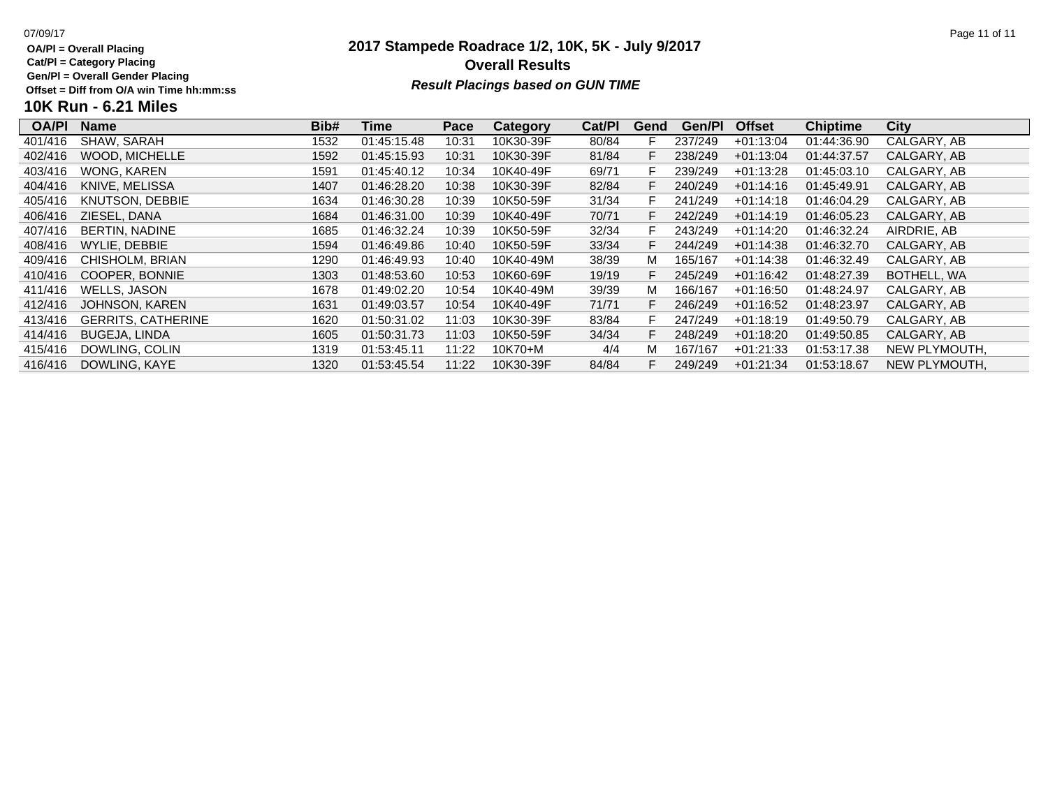**OA/Pl = Overall Placing**
**Cat/Pl = Category Placing**
**Gen/Pl = Overall Gender Placing**
**Offset = Diff from O/A win Time hh:mm:ss**

# 2017 Stampede Roadrace 1/2, 10K, 5K - July 9/2017

## Overall Results

***Result Placings based on GUN TIME***

### 10K Run - 6.21 Miles

| OA/Pl | Name | Bib# | Time | Pace | Category | Cat/Pl | Gend | Gen/Pl | Offset | Chiptime | City |
|---|---|---|---|---|---|---|---|---|---|---|---|
| 401/416 | SHAW, SARAH | 1532 | 01:45:15.48 | 10:31 | 10K30-39F | 80/84 | F | 237/249 | +01:13:04 | 01:44:36.90 | CALGARY, AB |
| 402/416 | WOOD, MICHELLE | 1592 | 01:45:15.93 | 10:31 | 10K30-39F | 81/84 | F | 238/249 | +01:13:04 | 01:44:37.57 | CALGARY, AB |
| 403/416 | WONG, KAREN | 1591 | 01:45:40.12 | 10:34 | 10K40-49F | 69/71 | F | 239/249 | +01:13:28 | 01:45:03.10 | CALGARY, AB |
| 404/416 | KNIVE, MELISSA | 1407 | 01:46:28.20 | 10:38 | 10K30-39F | 82/84 | F | 240/249 | +01:14:16 | 01:45:49.91 | CALGARY, AB |
| 405/416 | KNUTSON, DEBBIE | 1634 | 01:46:30.28 | 10:39 | 10K50-59F | 31/34 | F | 241/249 | +01:14:18 | 01:46:04.29 | CALGARY, AB |
| 406/416 | ZIESEL, DANA | 1684 | 01:46:31.00 | 10:39 | 10K40-49F | 70/71 | F | 242/249 | +01:14:19 | 01:46:05.23 | CALGARY, AB |
| 407/416 | BERTIN, NADINE | 1685 | 01:46:32.24 | 10:39 | 10K50-59F | 32/34 | F | 243/249 | +01:14:20 | 01:46:32.24 | AIRDRIE, AB |
| 408/416 | WYLIE, DEBBIE | 1594 | 01:46:49.86 | 10:40 | 10K50-59F | 33/34 | F | 244/249 | +01:14:38 | 01:46:32.70 | CALGARY, AB |
| 409/416 | CHISHOLM, BRIAN | 1290 | 01:46:49.93 | 10:40 | 10K40-49M | 38/39 | M | 165/167 | +01:14:38 | 01:46:32.49 | CALGARY, AB |
| 410/416 | COOPER, BONNIE | 1303 | 01:48:53.60 | 10:53 | 10K60-69F | 19/19 | F | 245/249 | +01:16:42 | 01:48:27.39 | BOTHELL, WA |
| 411/416 | WELLS, JASON | 1678 | 01:49:02.20 | 10:54 | 10K40-49M | 39/39 | M | 166/167 | +01:16:50 | 01:48:24.97 | CALGARY, AB |
| 412/416 | JOHNSON, KAREN | 1631 | 01:49:03.57 | 10:54 | 10K40-49F | 71/71 | F | 246/249 | +01:16:52 | 01:48:23.97 | CALGARY, AB |
| 413/416 | GERRITS, CATHERINE | 1620 | 01:50:31.02 | 11:03 | 10K30-39F | 83/84 | F | 247/249 | +01:18:19 | 01:49:50.79 | CALGARY, AB |
| 414/416 | BUGEJA, LINDA | 1605 | 01:50:31.73 | 11:03 | 10K50-59F | 34/34 | F | 248/249 | +01:18:20 | 01:49:50.85 | CALGARY, AB |
| 415/416 | DOWLING, COLIN | 1319 | 01:53:45.11 | 11:22 | 10K70+M | 4/4 | M | 167/167 | +01:21:33 | 01:53:17.38 | NEW PLYMOUTH, |
| 416/416 | DOWLING, KAYE | 1320 | 01:53:45.54 | 11:22 | 10K30-39F | 84/84 | F | 249/249 | +01:21:34 | 01:53:18.67 | NEW PLYMOUTH, |